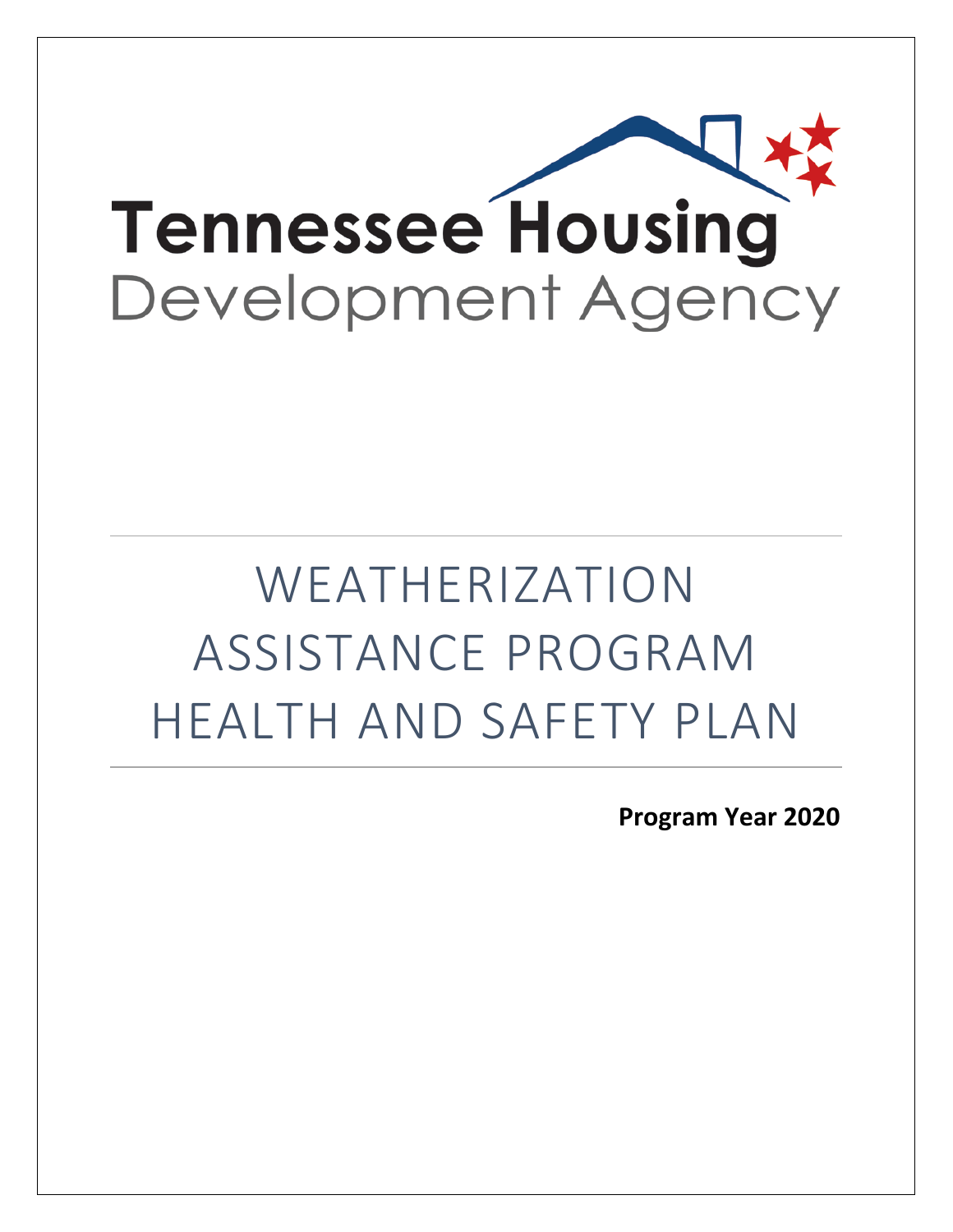Tennessee Housing Development Agency

# WEATHERIZATION ASSISTANCE PROGRAM HEALTH AND SAFETY PLAN

**Program Year 2020**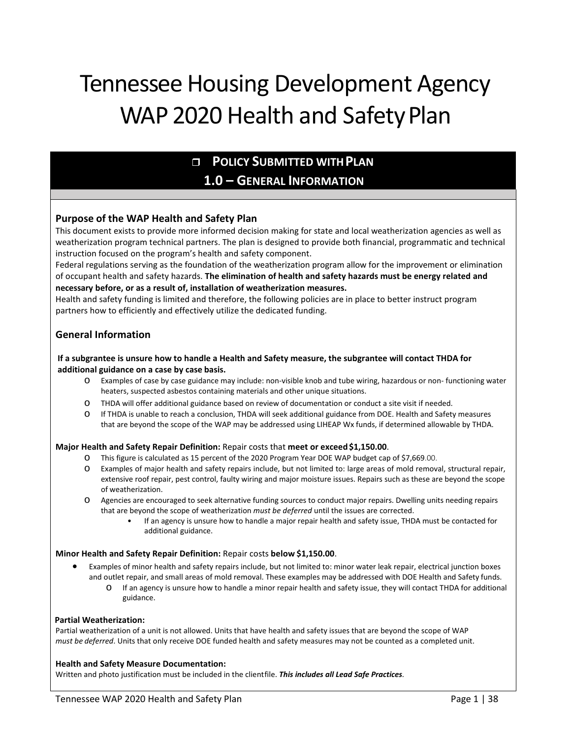# Tennessee Housing Development Agency WAP 2020 Health and Safety Plan

## ☐ POLICY SUBMITTED WITH PLAN

## 1.0 – GENERAL INFORMATION

### Purpose of the WAP Health and Safety Plan

This document exists to provide more informed decision making for state and local weatherization agencies as well as weatherization program technical partners. The plan is designed to provide both financial, programmatic and technical instruction focused on the program's health and safety component.

Federal regulations serving as the foundation of the weatherization program allow for the improvement or elimination of occupant health and safety hazards. **The elimination of health and safety hazards must be energy related and necessary before, or as a result of, installation of weatherization measures.**

Health and safety funding is limited and therefore, the following policies are in place to better instruct program partners how to efficiently and effectively utilize the dedicated funding.

### General Information

**If a subgrantee is unsure how to handle a Health and Safety measure, the subgrantee will contact THDA for additional guidance on a case by case basis.**

- Examples of case by case guidance may include: non-visible knob and tube wiring, hazardous or non- functioning water heaters, suspected asbestos containing materials and other unique situations.
- THDA will offer additional guidance based on review of documentation or conduct a site visit if needed.
- If THDA is unable to reach a conclusion, THDA will seek additional guidance from DOE. Health and Safety measures that are beyond the scope of the WAP may be addressed using LIHEAP Wx funds, if determined allowable by THDA.

**Major Health and Safety Repair Definition:** Repair costs that **meet or exceed $1,150.00**.

- This figure is calculated as 15 percent of the 2020 Program Year DOE WAP budget cap of $7,669.00.
- Examples of major health and safety repairs include, but not limited to: large areas of mold removal, structural repair, extensive roof repair, pest control, faulty wiring and major moisture issues. Repairs such as these are beyond the scope of weatherization.
- Agencies are encouraged to seek alternative funding sources to conduct major repairs. Dwelling units needing repairs that are beyond the scope of weatherization *must be deferred* until the issues are corrected.
  - If an agency is unsure how to handle a major repair health and safety issue, THDA must be contacted for additional guidance.

**Minor Health and Safety Repair Definition:** Repair costs **below $1,150.00**.

- Examples of minor health and safety repairs include, but not limited to: minor water leak repair, electrical junction boxes and outlet repair, and small areas of mold removal. These examples may be addressed with DOE Health and Safety funds.
  - If an agency is unsure how to handle a minor repair health and safety issue, they will contact THDA for additional guidance.

**Partial Weatherization:**

Partial weatherization of a unit is not allowed. Units that have health and safety issues that are beyond the scope of WAP *must be deferred*. Units that only receive DOE funded health and safety measures may not be counted as a completed unit.

**Health and Safety Measure Documentation:**

Written and photo justification must be included in the client file. ***This includes all Lead Safe Practices.***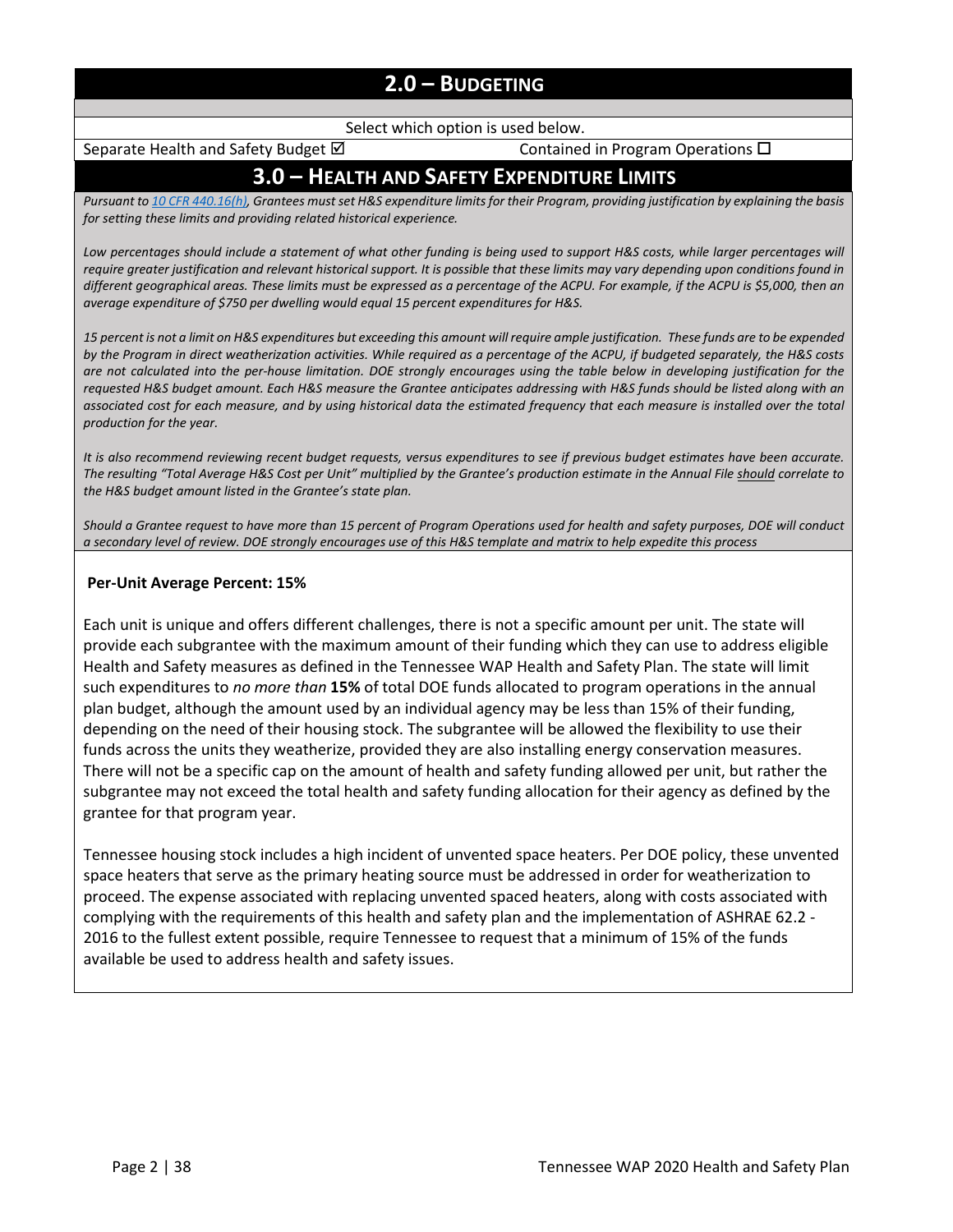## 2.0 – BUDGETING

Select which option is used below.

Separate Health and Safety Budget ☑ Contained in Program Operations ☐

## 3.0 – HEALTH AND SAFETY EXPENDITURE LIMITS

*Pursuant to [10 CFR 440.16(h)](), Grantees must set H&S expenditure limits for their Program, providing justification by explaining the basis for setting these limits and providing related historical experience.*

*Low percentages should include a statement of what other funding is being used to support H&S costs, while larger percentages will require greater justification and relevant historical support. It is possible that these limits may vary depending upon conditions found in different geographical areas. These limits must be expressed as a percentage of the ACPU. For example, if the ACPU is $5,000, then an average expenditure of $750 per dwelling would equal 15 percent expenditures for H&S.*

*15 percent is not a limit on H&S expenditures but exceeding this amount will require ample justification. These funds are to be expended by the Program in direct weatherization activities. While required as a percentage of the ACPU, if budgeted separately, the H&S costs are not calculated into the per-house limitation. DOE strongly encourages using the table below in developing justification for the requested H&S budget amount. Each H&S measure the Grantee anticipates addressing with H&S funds should be listed along with an associated cost for each measure, and by using historical data the estimated frequency that each measure is installed over the total production for the year.*

*It is also recommend reviewing recent budget requests, versus expenditures to see if previous budget estimates have been accurate. The resulting "Total Average H&S Cost per Unit" multiplied by the Grantee's production estimate in the Annual File should correlate to the H&S budget amount listed in the Grantee's state plan.*

*Should a Grantee request to have more than 15 percent of Program Operations used for health and safety purposes, DOE will conduct a secondary level of review. DOE strongly encourages use of this H&S template and matrix to help expedite this process*

**Per-Unit Average Percent: 15%**

Each unit is unique and offers different challenges, there is not a specific amount per unit. The state will provide each subgrantee with the maximum amount of their funding which they can use to address eligible Health and Safety measures as defined in the Tennessee WAP Health and Safety Plan. The state will limit such expenditures to *no more than* **15%** of total DOE funds allocated to program operations in the annual plan budget, although the amount used by an individual agency may be less than 15% of their funding, depending on the need of their housing stock. The subgrantee will be allowed the flexibility to use their funds across the units they weatherize, provided they are also installing energy conservation measures. There will not be a specific cap on the amount of health and safety funding allowed per unit, but rather the subgrantee may not exceed the total health and safety funding allocation for their agency as defined by the grantee for that program year.

Tennessee housing stock includes a high incident of unvented space heaters. Per DOE policy, these unvented space heaters that serve as the primary heating source must be addressed in order for weatherization to proceed. The expense associated with replacing unvented spaced heaters, along with costs associated with complying with the requirements of this health and safety plan and the implementation of ASHRAE 62.2 - 2016 to the fullest extent possible, require Tennessee to request that a minimum of 15% of the funds available be used to address health and safety issues.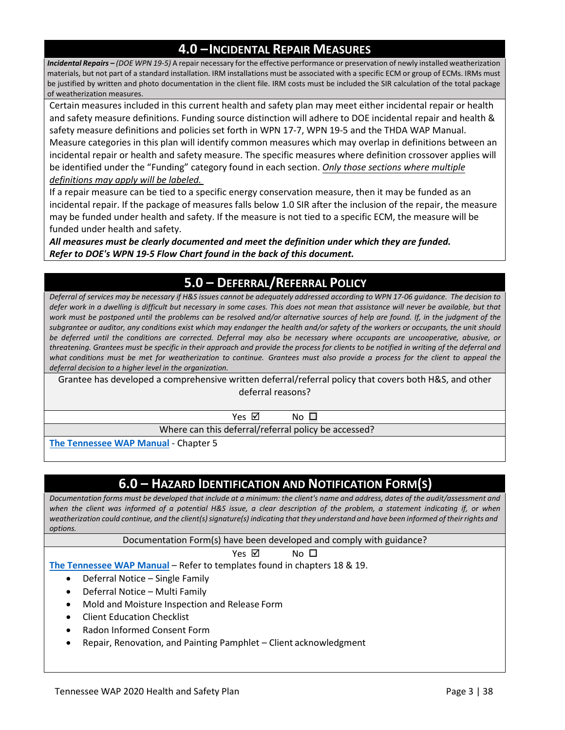## 4.0 – Incidental Repair Measures

***Incidental Repairs –*** *(DOE WPN 19-5)* A repair necessary for the effective performance or preservation of newly installed weatherization materials, but not part of a standard installation. IRM installations must be associated with a specific ECM or group of ECMs. IRMs must be justified by written and photo documentation in the client file. IRM costs must be included the SIR calculation of the total package of weatherization measures.

Certain measures included in this current health and safety plan may meet either incidental repair or health and safety measure definitions. Funding source distinction will adhere to DOE incidental repair and health & safety measure definitions and policies set forth in WPN 17-7, WPN 19-5 and the THDA WAP Manual. Measure categories in this plan will identify common measures which may overlap in definitions between an incidental repair or health and safety measure. The specific measures where definition crossover applies will be identified under the "Funding" category found in each section. *Only those sections where multiple definitions may apply will be labeled.*

If a repair measure can be tied to a specific energy conservation measure, then it may be funded as an incidental repair. If the package of measures falls below 1.0 SIR after the inclusion of the repair, the measure may be funded under health and safety. If the measure is not tied to a specific ECM, the measure will be funded under health and safety.

***All measures must be clearly documented and meet the definition under which they are funded. Refer to DOE's WPN 19-5 Flow Chart found in the back of this document.***

## 5.0 – Deferral/Referral Policy

*Deferral of services may be necessary if H&S issues cannot be adequately addressed according to WPN 17-06 guidance. The decision to defer work in a dwelling is difficult but necessary in some cases. This does not mean that assistance will never be available, but that work must be postponed until the problems can be resolved and/or alternative sources of help are found. If, in the judgment of the subgrantee or auditor, any conditions exist which may endanger the health and/or safety of the workers or occupants, the unit should be deferred until the conditions are corrected. Deferral may also be necessary where occupants are uncooperative, abusive, or threatening. Grantees must be specific in their approach and provide the process for clients to be notified in writing of the deferral and what conditions must be met for weatherization to continue. Grantees must also provide a process for the client to appeal the deferral decision to a higher level in the organization.*

Grantee has developed a comprehensive written deferral/referral policy that covers both H&S, and other deferral reasons?

Yes ☑ No ☐

Where can this deferral/referral policy be accessed?

The Tennessee WAP Manual - Chapter 5

## 6.0 – Hazard Identification and Notification Form(s)

*Documentation forms must be developed that include at a minimum: the client's name and address, dates of the audit/assessment and when the client was informed of a potential H&S issue, a clear description of the problem, a statement indicating if, or when weatherization could continue, and the client(s) signature(s) indicating that they understand and have been informed of their rights and options.*

Documentation Form(s) have been developed and comply with guidance?

Yes ☑ No ☐

The Tennessee WAP Manual – Refer to templates found in chapters 18 & 19.

- Deferral Notice – Single Family
- Deferral Notice – Multi Family
- Mold and Moisture Inspection and Release Form
- Client Education Checklist
- Radon Informed Consent Form
- Repair, Renovation, and Painting Pamphlet – Client acknowledgment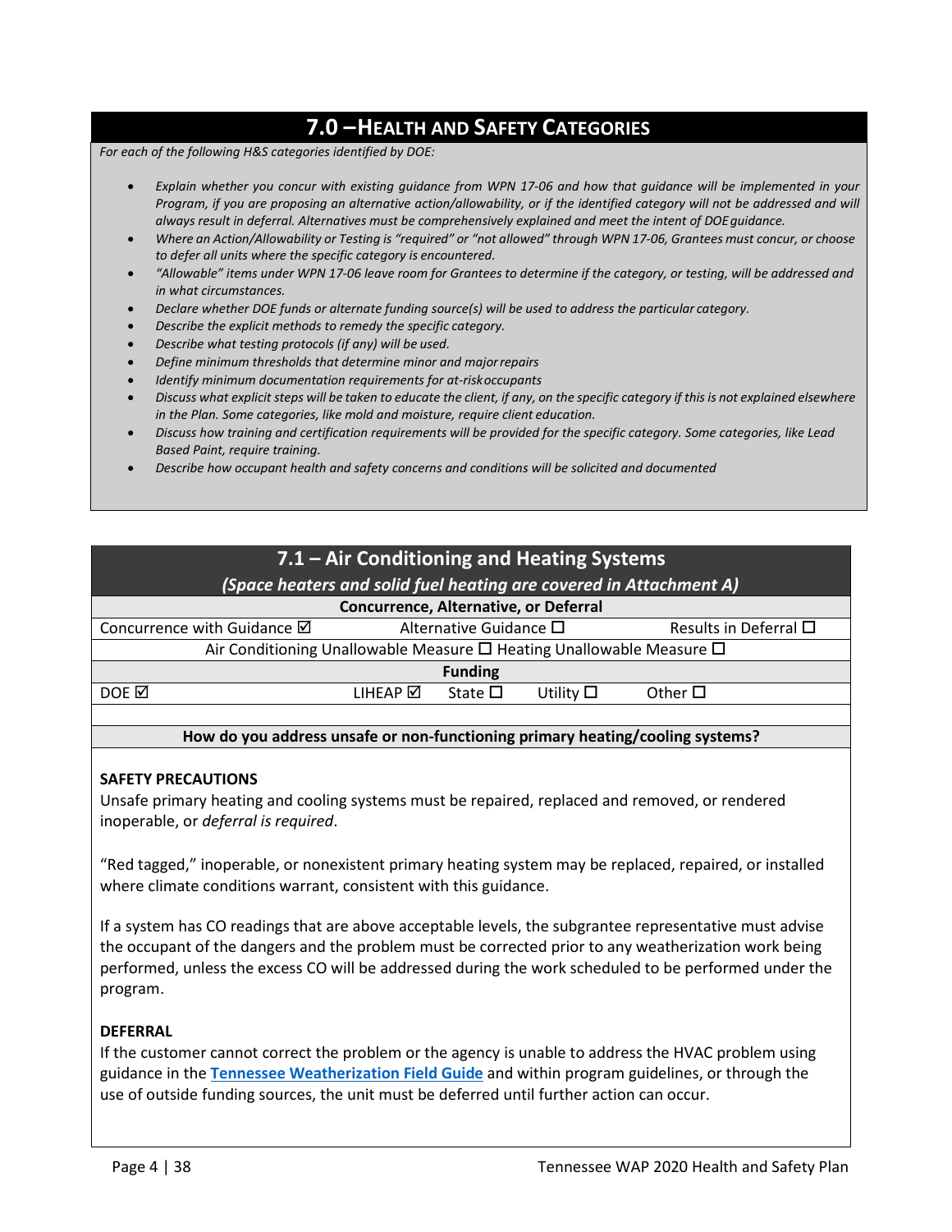## 7.0 – Health and Safety Categories

*For each of the following H&S categories identified by DOE:*

- *Explain whether you concur with existing guidance from WPN 17-06 and how that guidance will be implemented in your Program, if you are proposing an alternative action/allowability, or if the identified category will not be addressed and will always result in deferral. Alternatives must be comprehensively explained and meet the intent of DOE guidance.*
- *Where an Action/Allowability or Testing is "required" or "not allowed" through WPN 17-06, Grantees must concur, or choose to defer all units where the specific category is encountered.*
- *"Allowable" items under WPN 17-06 leave room for Grantees to determine if the category, or testing, will be addressed and in what circumstances.*
- *Declare whether DOE funds or alternate funding source(s) will be used to address the particular category.*
- *Describe the explicit methods to remedy the specific category.*
- *Describe what testing protocols (if any) will be used.*
- *Define minimum thresholds that determine minor and major repairs*
- *Identify minimum documentation requirements for at-risk occupants*
- *Discuss what explicit steps will be taken to educate the client, if any, on the specific category if this is not explained elsewhere in the Plan. Some categories, like mold and moisture, require client education.*
- *Discuss how training and certification requirements will be provided for the specific category. Some categories, like Lead Based Paint, require training.*
- *Describe how occupant health and safety concerns and conditions will be solicited and documented*

### 7.1 – Air Conditioning and Heating Systems

***(Space heaters and solid fuel heating are covered in Attachment A)***

| **Concurrence, Alternative, or Deferral** | | | | |
|---|---|---|---|---|
| Concurrence with Guidance ☑ | Alternative Guidance ☐ | | | Results in Deferral ☐ |
| Air Conditioning Unallowable Measure ☐ Heating Unallowable Measure ☐ | | | | |
| **Funding** | | | | |
| DOE ☑ | LIHEAP ☑ | State ☐ | Utility ☐ | Other ☐ |

**How do you address unsafe or non-functioning primary heating/cooling systems?**

**SAFETY PRECAUTIONS**

Unsafe primary heating and cooling systems must be repaired, replaced and removed, or rendered inoperable, or *deferral is required*.

"Red tagged," inoperable, or nonexistent primary heating system may be replaced, repaired, or installed where climate conditions warrant, consistent with this guidance.

If a system has CO readings that are above acceptable levels, the subgrantee representative must advise the occupant of the dangers and the problem must be corrected prior to any weatherization work being performed, unless the excess CO will be addressed during the work scheduled to be performed under the program.

**DEFERRAL**

If the customer cannot correct the problem or the agency is unable to address the HVAC problem using guidance in the **Tennessee Weatherization Field Guide** and within program guidelines, or through the use of outside funding sources, the unit must be deferred until further action can occur.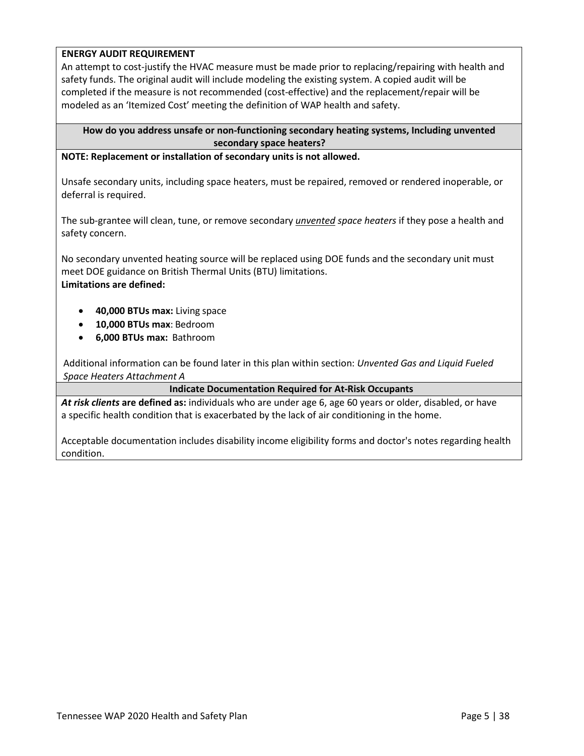**ENERGY AUDIT REQUIREMENT**

An attempt to cost-justify the HVAC measure must be made prior to replacing/repairing with health and safety funds. The original audit will include modeling the existing system. A copied audit will be completed if the measure is not recommended (cost-effective) and the replacement/repair will be modeled as an 'Itemized Cost' meeting the definition of WAP health and safety.

**How do you address unsafe or non-functioning secondary heating systems, Including unvented secondary space heaters?**

**NOTE: Replacement or installation of secondary units is not allowed.**

Unsafe secondary units, including space heaters, must be repaired, removed or rendered inoperable, or deferral is required.

The sub-grantee will clean, tune, or remove secondary ***unvented*** *space heaters* if they pose a health and safety concern.

No secondary unvented heating source will be replaced using DOE funds and the secondary unit must meet DOE guidance on British Thermal Units (BTU) limitations.

**Limitations are defined:**

- **40,000 BTUs max:** Living space
- **10,000 BTUs max**: Bedroom
- **6,000 BTUs max:** Bathroom

Additional information can be found later in this plan within section: *Unvented Gas and Liquid Fueled Space Heaters Attachment A*

**Indicate Documentation Required for At-Risk Occupants**

***At risk clients*** **are defined as:** individuals who are under age 6, age 60 years or older, disabled, or have a specific health condition that is exacerbated by the lack of air conditioning in the home.

Acceptable documentation includes disability income eligibility forms and doctor's notes regarding health condition.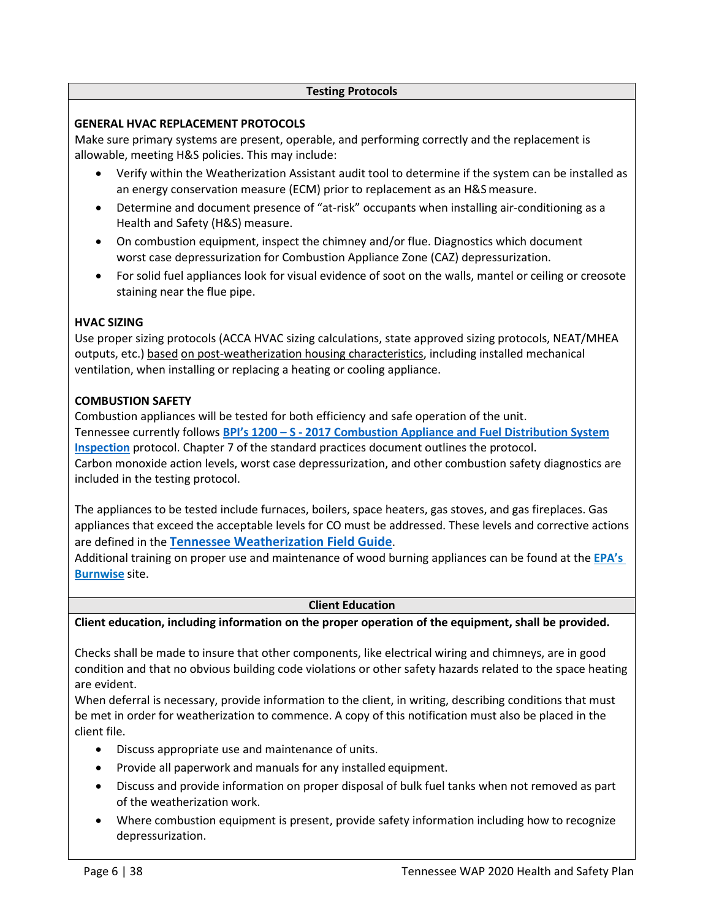**Testing Protocols**

**GENERAL HVAC REPLACEMENT PROTOCOLS**

Make sure primary systems are present, operable, and performing correctly and the replacement is allowable, meeting H&S policies. This may include:

- Verify within the Weatherization Assistant audit tool to determine if the system can be installed as an energy conservation measure (ECM) prior to replacement as an H&S measure.
- Determine and document presence of "at-risk" occupants when installing air-conditioning as a Health and Safety (H&S) measure.
- On combustion equipment, inspect the chimney and/or flue. Diagnostics which document worst case depressurization for Combustion Appliance Zone (CAZ) depressurization.
- For solid fuel appliances look for visual evidence of soot on the walls, mantel or ceiling or creosote staining near the flue pipe.

**HVAC SIZING**

Use proper sizing protocols (ACCA HVAC sizing calculations, state approved sizing protocols, NEAT/MHEA outputs, etc.) based on post-weatherization housing characteristics, including installed mechanical ventilation, when installing or replacing a heating or cooling appliance.

**COMBUSTION SAFETY**

Combustion appliances will be tested for both efficiency and safe operation of the unit.
Tennessee currently follows **BPI's 1200 – S - 2017 Combustion Appliance and Fuel Distribution System Inspection** protocol. Chapter 7 of the standard practices document outlines the protocol.
Carbon monoxide action levels, worst case depressurization, and other combustion safety diagnostics are included in the testing protocol.

The appliances to be tested include furnaces, boilers, space heaters, gas stoves, and gas fireplaces. Gas appliances that exceed the acceptable levels for CO must be addressed. These levels and corrective actions are defined in the **Tennessee Weatherization Field Guide**.
Additional training on proper use and maintenance of wood burning appliances can be found at the **EPA's Burnwise** site.

**Client Education**

**Client education, including information on the proper operation of the equipment, shall be provided.**

Checks shall be made to insure that other components, like electrical wiring and chimneys, are in good condition and that no obvious building code violations or other safety hazards related to the space heating are evident.
When deferral is necessary, provide information to the client, in writing, describing conditions that must be met in order for weatherization to commence. A copy of this notification must also be placed in the client file.

- Discuss appropriate use and maintenance of units.
- Provide all paperwork and manuals for any installed equipment.
- Discuss and provide information on proper disposal of bulk fuel tanks when not removed as part of the weatherization work.
- Where combustion equipment is present, provide safety information including how to recognize depressurization.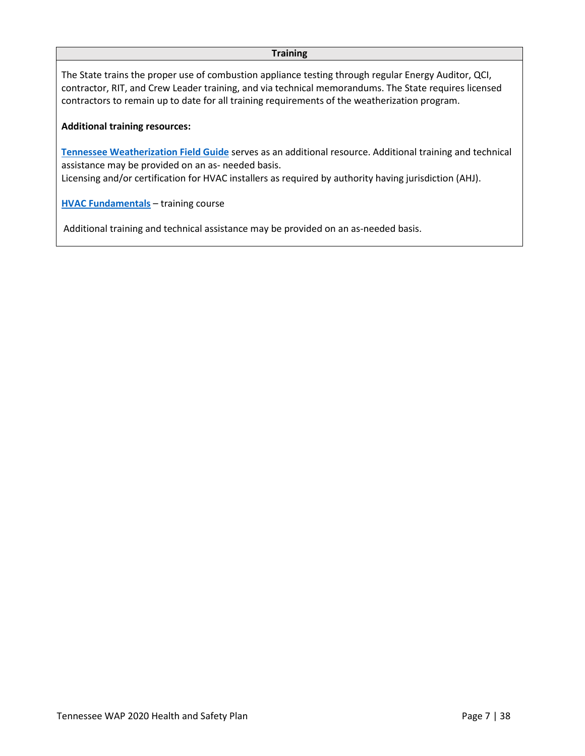### Training

The State trains the proper use of combustion appliance testing through regular Energy Auditor, QCI, contractor, RIT, and Crew Leader training, and via technical memorandums. The State requires licensed contractors to remain up to date for all training requirements of the weatherization program.

**Additional training resources:**

**Tennessee Weatherization Field Guide** serves as an additional resource. Additional training and technical assistance may be provided on an as- needed basis.
Licensing and/or certification for HVAC installers as required by authority having jurisdiction (AHJ).

**HVAC Fundamentals** – training course

Additional training and technical assistance may be provided on an as-needed basis.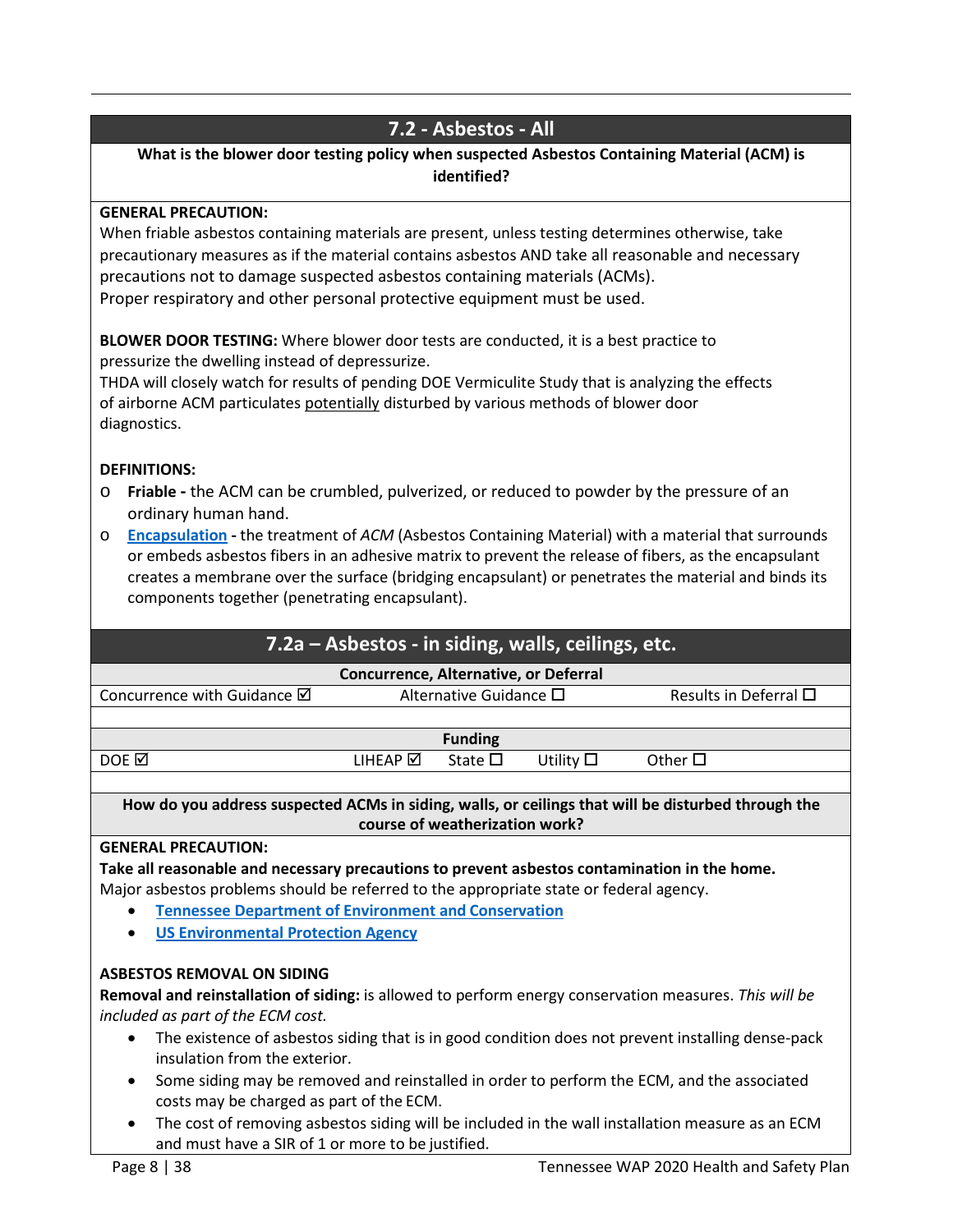## 7.2 - Asbestos - All

**What is the blower door testing policy when suspected Asbestos Containing Material (ACM) is identified?**

**GENERAL PRECAUTION:**
When friable asbestos containing materials are present, unless testing determines otherwise, take precautionary measures as if the material contains asbestos AND take all reasonable and necessary precautions not to damage suspected asbestos containing materials (ACMs).
Proper respiratory and other personal protective equipment must be used.

**BLOWER DOOR TESTING:** Where blower door tests are conducted, it is a best practice to pressurize the dwelling instead of depressurize.
THDA will closely watch for results of pending DOE Vermiculite Study that is analyzing the effects of airborne ACM particulates potentially disturbed by various methods of blower door diagnostics.

**DEFINITIONS:**

- **Friable -** the ACM can be crumbled, pulverized, or reduced to powder by the pressure of an ordinary human hand.
- **Encapsulation -** the treatment of *ACM* (Asbestos Containing Material) with a material that surrounds or embeds asbestos fibers in an adhesive matrix to prevent the release of fibers, as the encapsulant creates a membrane over the surface (bridging encapsulant) or penetrates the material and binds its components together (penetrating encapsulant).

## 7.2a – Asbestos - in siding, walls, ceilings, etc.

| Concurrence, Alternative, or Deferral | | |
|---|---|---|
| Concurrence with Guidance ☑ | Alternative Guidance ☐ | Results in Deferral ☐ |

| Funding | | | | |
|---|---|---|---|---|
| DOE ☑ | LIHEAP ☑ | State ☐ | Utility ☐ | Other ☐ |

**How do you address suspected ACMs in siding, walls, or ceilings that will be disturbed through the course of weatherization work?**

**GENERAL PRECAUTION:**
**Take all reasonable and necessary precautions to prevent asbestos contamination in the home.**
Major asbestos problems should be referred to the appropriate state or federal agency.

- Tennessee Department of Environment and Conservation
- US Environmental Protection Agency

**ASBESTOS REMOVAL ON SIDING**
**Removal and reinstallation of siding:** is allowed to perform energy conservation measures. *This will be included as part of the ECM cost.*

- The existence of asbestos siding that is in good condition does not prevent installing dense-pack insulation from the exterior.
- Some siding may be removed and reinstalled in order to perform the ECM, and the associated costs may be charged as part of the ECM.
- The cost of removing asbestos siding will be included in the wall installation measure as an ECM and must have a SIR of 1 or more to be justified.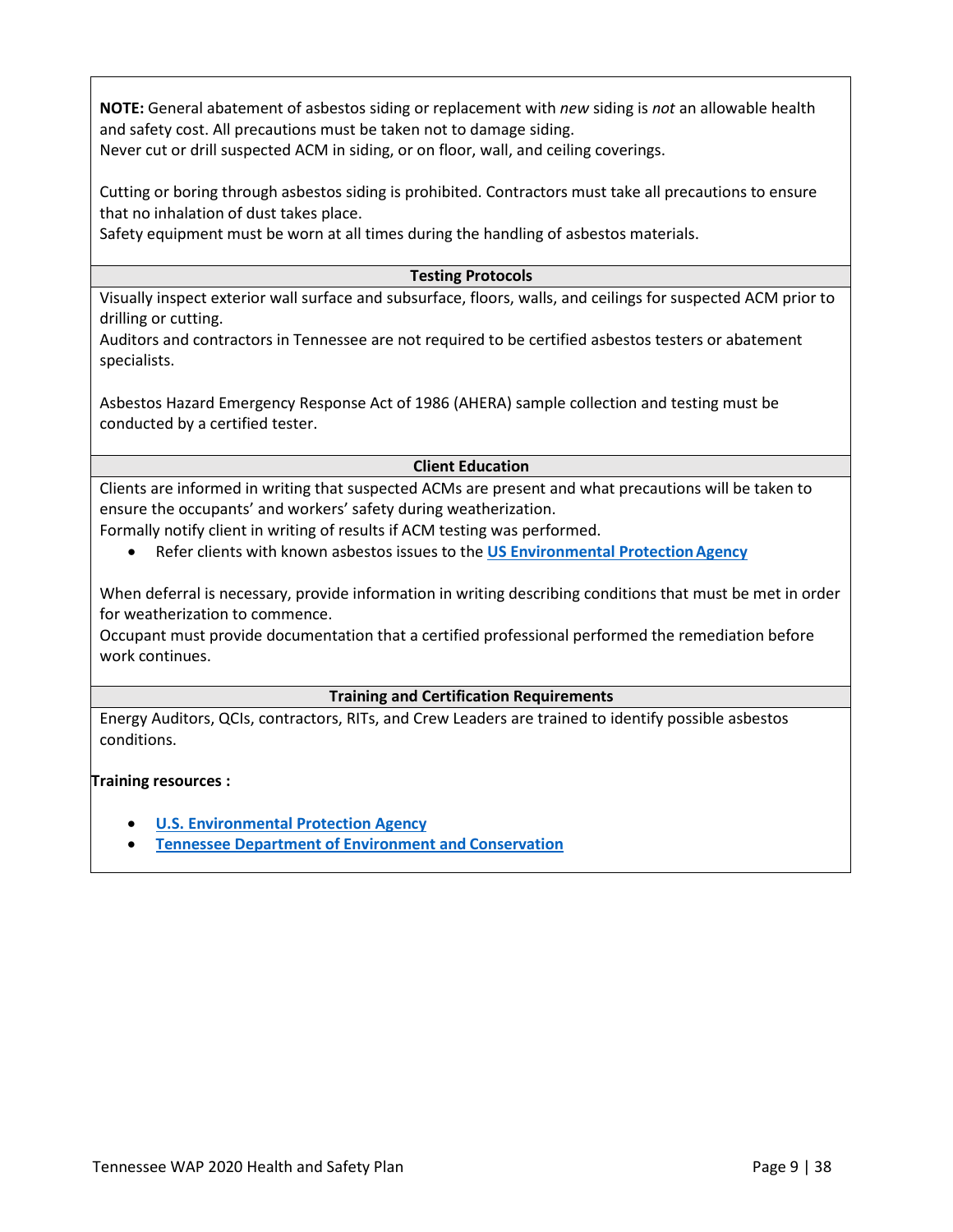**NOTE:** General abatement of asbestos siding or replacement with *new* siding is *not* an allowable health and safety cost. All precautions must be taken not to damage siding.
Never cut or drill suspected ACM in siding, or on floor, wall, and ceiling coverings.

Cutting or boring through asbestos siding is prohibited. Contractors must take all precautions to ensure that no inhalation of dust takes place.
Safety equipment must be worn at all times during the handling of asbestos materials.

### Testing Protocols

Visually inspect exterior wall surface and subsurface, floors, walls, and ceilings for suspected ACM prior to drilling or cutting.
Auditors and contractors in Tennessee are not required to be certified asbestos testers or abatement specialists.

Asbestos Hazard Emergency Response Act of 1986 (AHERA) sample collection and testing must be conducted by a certified tester.

### Client Education

Clients are informed in writing that suspected ACMs are present and what precautions will be taken to ensure the occupants' and workers' safety during weatherization.
Formally notify client in writing of results if ACM testing was performed.

- Refer clients with known asbestos issues to the **US Environmental Protection Agency**

When deferral is necessary, provide information in writing describing conditions that must be met in order for weatherization to commence.
Occupant must provide documentation that a certified professional performed the remediation before work continues.

### Training and Certification Requirements

Energy Auditors, QCIs, contractors, RITs, and Crew Leaders are trained to identify possible asbestos conditions.

**Training resources :**

- **U.S. Environmental Protection Agency**
- **Tennessee Department of Environment and Conservation**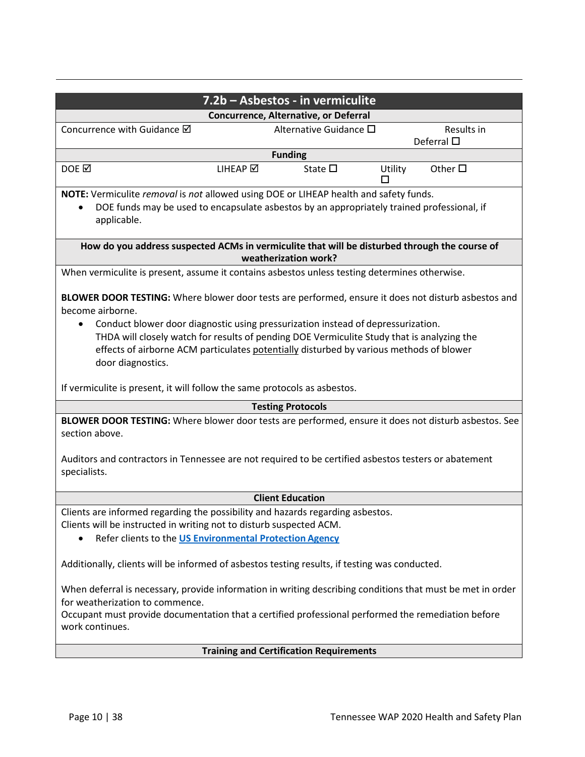## 7.2b – Asbestos - in vermiculite

**Concurrence, Alternative, or Deferral**

| Concurrence with Guidance ☑ | Alternative Guidance ☐ | Results in Deferral ☐ |
|---|---|---|

**Funding**

| DOE ☑ | LIHEAP ☑ | State ☐ | Utility ☐ | Other ☐ |
|---|---|---|---|---|

**NOTE:** Vermiculite *removal* is *not* allowed using DOE or LIHEAP health and safety funds.

- DOE funds may be used to encapsulate asbestos by an appropriately trained professional, if applicable.

**How do you address suspected ACMs in vermiculite that will be disturbed through the course of weatherization work?**

When vermiculite is present, assume it contains asbestos unless testing determines otherwise.

**BLOWER DOOR TESTING:** Where blower door tests are performed, ensure it does not disturb asbestos and become airborne.

- Conduct blower door diagnostic using pressurization instead of depressurization.
  THDA will closely watch for results of pending DOE Vermiculite Study that is analyzing the effects of airborne ACM particulates potentially disturbed by various methods of blower door diagnostics.

If vermiculite is present, it will follow the same protocols as asbestos.

**Testing Protocols**

**BLOWER DOOR TESTING:** Where blower door tests are performed, ensure it does not disturb asbestos. See section above.

Auditors and contractors in Tennessee are not required to be certified asbestos testers or abatement specialists.

**Client Education**

Clients are informed regarding the possibility and hazards regarding asbestos.
Clients will be instructed in writing not to disturb suspected ACM.

- Refer clients to the US Environmental Protection Agency

Additionally, clients will be informed of asbestos testing results, if testing was conducted.

When deferral is necessary, provide information in writing describing conditions that must be met in order for weatherization to commence.
Occupant must provide documentation that a certified professional performed the remediation before work continues.

**Training and Certification Requirements**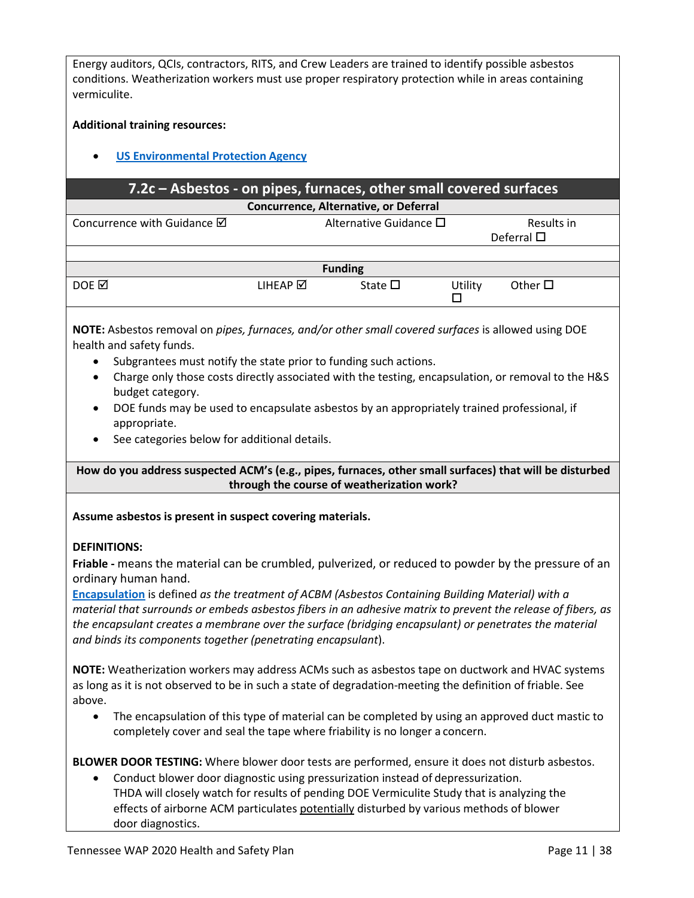Energy auditors, QCIs, contractors, RITS, and Crew Leaders are trained to identify possible asbestos conditions. Weatherization workers must use proper respiratory protection while in areas containing vermiculite.

**Additional training resources:**

- [US Environmental Protection Agency]()

## 7.2c – Asbestos - on pipes, furnaces, other small covered surfaces

| Concurrence, Alternative, or Deferral | | |
|---|---|---|
| Concurrence with Guidance ☑ | Alternative Guidance ☐ | Results in Deferral ☐ |

| Funding | | | | |
|---|---|---|---|---|
| DOE ☑ | LIHEAP ☑ | State ☐ | Utility ☐ | Other ☐ |

**NOTE:** Asbestos removal on *pipes, furnaces, and/or other small covered surfaces* is allowed using DOE health and safety funds.

- Subgrantees must notify the state prior to funding such actions.
- Charge only those costs directly associated with the testing, encapsulation, or removal to the H&S budget category.
- DOE funds may be used to encapsulate asbestos by an appropriately trained professional, if appropriate.
- See categories below for additional details.

**How do you address suspected ACM's (e.g., pipes, furnaces, other small surfaces) that will be disturbed through the course of weatherization work?**

**Assume asbestos is present in suspect covering materials.**

**DEFINITIONS:**

**Friable -** means the material can be crumbled, pulverized, or reduced to powder by the pressure of an ordinary human hand.

[**Encapsulation**]() is defined *as the treatment of ACBM (Asbestos Containing Building Material) with a material that surrounds or embeds asbestos fibers in an adhesive matrix to prevent the release of fibers, as the encapsulant creates a membrane over the surface (bridging encapsulant) or penetrates the material and binds its components together (penetrating encapsulant*).

**NOTE:** Weatherization workers may address ACMs such as asbestos tape on ductwork and HVAC systems as long as it is not observed to be in such a state of degradation-meeting the definition of friable. See above.

- The encapsulation of this type of material can be completed by using an approved duct mastic to completely cover and seal the tape where friability is no longer a concern.

**BLOWER DOOR TESTING:** Where blower door tests are performed, ensure it does not disturb asbestos.

- Conduct blower door diagnostic using pressurization instead of depressurization. THDA will closely watch for results of pending DOE Vermiculite Study that is analyzing the effects of airborne ACM particulates potentially disturbed by various methods of blower door diagnostics.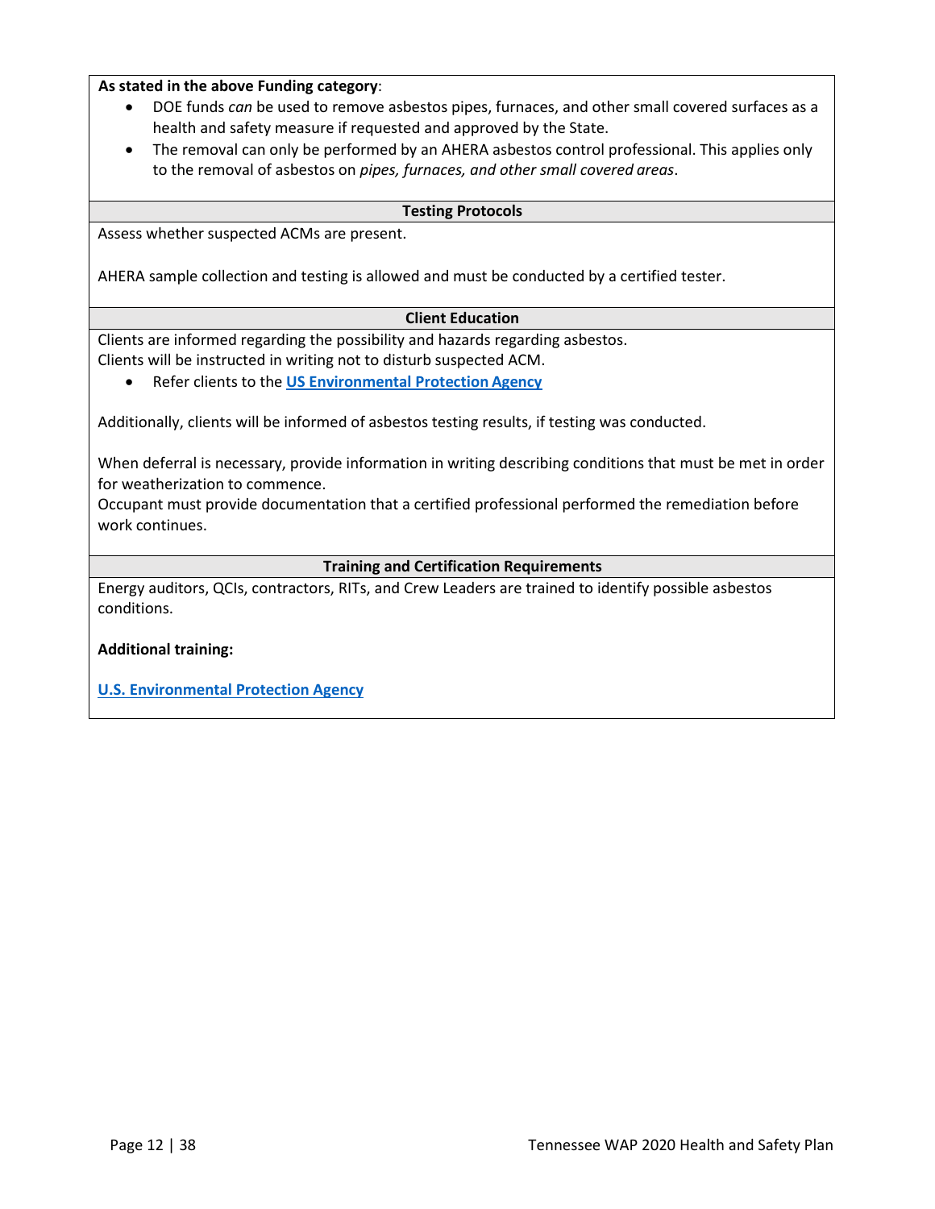**As stated in the above Funding category**:

- DOE funds *can* be used to remove asbestos pipes, furnaces, and other small covered surfaces as a health and safety measure if requested and approved by the State.
- The removal can only be performed by an AHERA asbestos control professional. This applies only to the removal of asbestos on *pipes, furnaces, and other small covered areas*.

**Testing Protocols**

Assess whether suspected ACMs are present.

AHERA sample collection and testing is allowed and must be conducted by a certified tester.

**Client Education**

Clients are informed regarding the possibility and hazards regarding asbestos.
Clients will be instructed in writing not to disturb suspected ACM.

- Refer clients to the **US Environmental Protection Agency**

Additionally, clients will be informed of asbestos testing results, if testing was conducted.

When deferral is necessary, provide information in writing describing conditions that must be met in order for weatherization to commence.
Occupant must provide documentation that a certified professional performed the remediation before work continues.

**Training and Certification Requirements**

Energy auditors, QCIs, contractors, RITs, and Crew Leaders are trained to identify possible asbestos conditions.

**Additional training:**

**U.S. Environmental Protection Agency**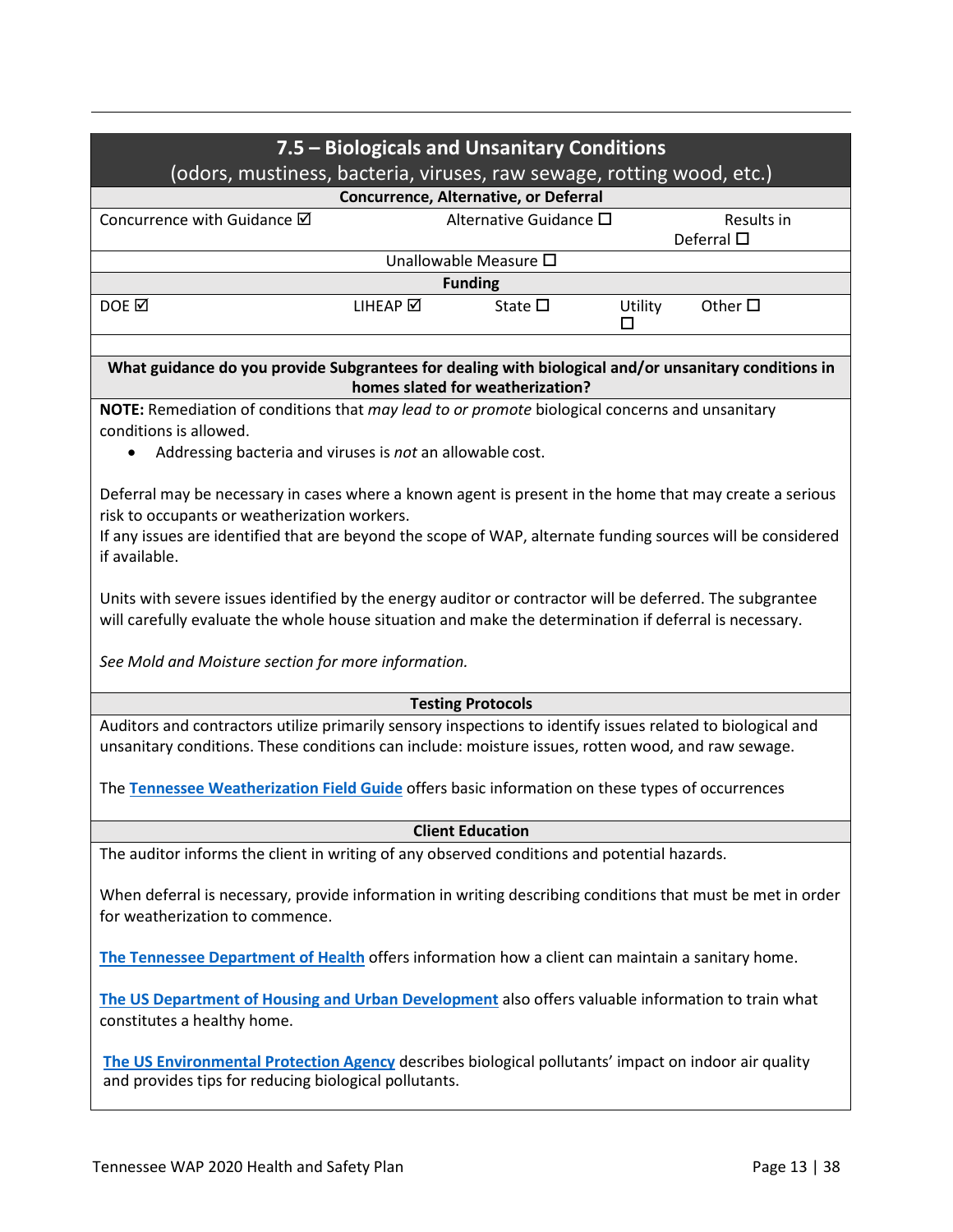## 7.5 – Biologicals and Unsanitary Conditions

(odors, mustiness, bacteria, viruses, raw sewage, rotting wood, etc.)

| Concurrence, Alternative, or Deferral | | | | |
|---|---|---|---|---|
| Concurrence with Guidance ☑ | | Alternative Guidance ☐ | | Results in Deferral ☐ |
| | | Unallowable Measure ☐ | | |
| **Funding** | | | | |
| DOE ☑ | LIHEAP ☑ | State ☐ | Utility ☐ | Other ☐ |

**What guidance do you provide Subgrantees for dealing with biological and/or unsanitary conditions in homes slated for weatherization?**

**NOTE:** Remediation of conditions that *may lead to or promote* biological concerns and unsanitary conditions is allowed.

- Addressing bacteria and viruses is *not* an allowable cost.

Deferral may be necessary in cases where a known agent is present in the home that may create a serious risk to occupants or weatherization workers.
If any issues are identified that are beyond the scope of WAP, alternate funding sources will be considered if available.

Units with severe issues identified by the energy auditor or contractor will be deferred. The subgrantee will carefully evaluate the whole house situation and make the determination if deferral is necessary.

*See Mold and Moisture section for more information.*

**Testing Protocols**

Auditors and contractors utilize primarily sensory inspections to identify issues related to biological and unsanitary conditions. These conditions can include: moisture issues, rotten wood, and raw sewage.

The **Tennessee Weatherization Field Guide** offers basic information on these types of occurrences

**Client Education**

The auditor informs the client in writing of any observed conditions and potential hazards.

When deferral is necessary, provide information in writing describing conditions that must be met in order for weatherization to commence.

**The Tennessee Department of Health** offers information how a client can maintain a sanitary home.

**The US Department of Housing and Urban Development** also offers valuable information to train what constitutes a healthy home.

**The US Environmental Protection Agency** describes biological pollutants' impact on indoor air quality and provides tips for reducing biological pollutants.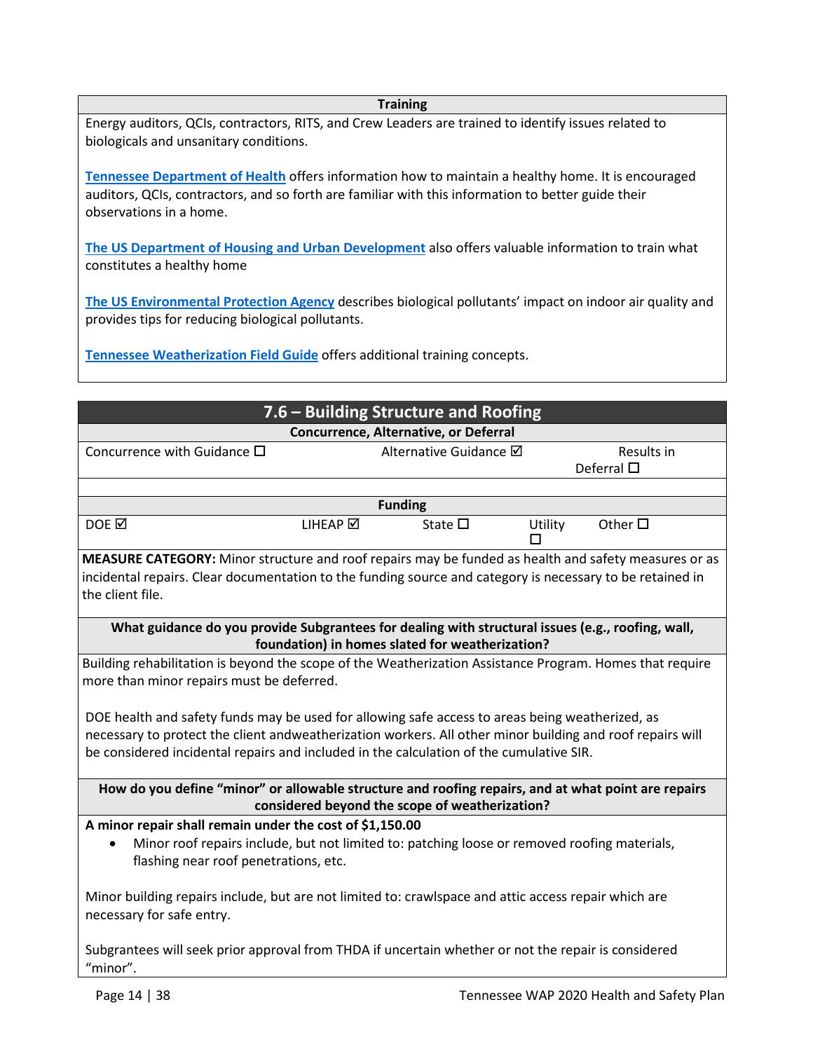**Training**

Energy auditors, QCIs, contractors, RITS, and Crew Leaders are trained to identify issues related to biologicals and unsanitary conditions.

[Tennessee Department of Health](#) offers information how to maintain a healthy home. It is encouraged auditors, QCIs, contractors, and so forth are familiar with this information to better guide their observations in a home.

[The US Department of Housing and Urban Development](#) also offers valuable information to train what constitutes a healthy home

[The US Environmental Protection Agency](#) describes biological pollutants' impact on indoor air quality and provides tips for reducing biological pollutants.

[Tennessee Weatherization Field Guide](#) offers additional training concepts.

## 7.6 – Building Structure and Roofing

**Concurrence, Alternative, or Deferral**

| Concurrence with Guidance ☐ | Alternative Guidance ☑ | Results in Deferral ☐ |
|---|---|---|

**Funding**

| DOE ☑ | LIHEAP ☑ | State ☐ | Utility ☐ | Other ☐ |
|---|---|---|---|---|

**MEASURE CATEGORY:** Minor structure and roof repairs may be funded as health and safety measures or as incidental repairs. Clear documentation to the funding source and category is necessary to be retained in the client file.

**What guidance do you provide Subgrantees for dealing with structural issues (e.g., roofing, wall, foundation) in homes slated for weatherization?**

Building rehabilitation is beyond the scope of the Weatherization Assistance Program. Homes that require more than minor repairs must be deferred.

DOE health and safety funds may be used for allowing safe access to areas being weatherized, as necessary to protect the client andweatherization workers. All other minor building and roof repairs will be considered incidental repairs and included in the calculation of the cumulative SIR.

**How do you define "minor" or allowable structure and roofing repairs, and at what point are repairs considered beyond the scope of weatherization?**

**A minor repair shall remain under the cost of $1,150.00**

- Minor roof repairs include, but not limited to: patching loose or removed roofing materials, flashing near roof penetrations, etc.

Minor building repairs include, but are not limited to: crawlspace and attic access repair which are necessary for safe entry.

Subgrantees will seek prior approval from THDA if uncertain whether or not the repair is considered "minor".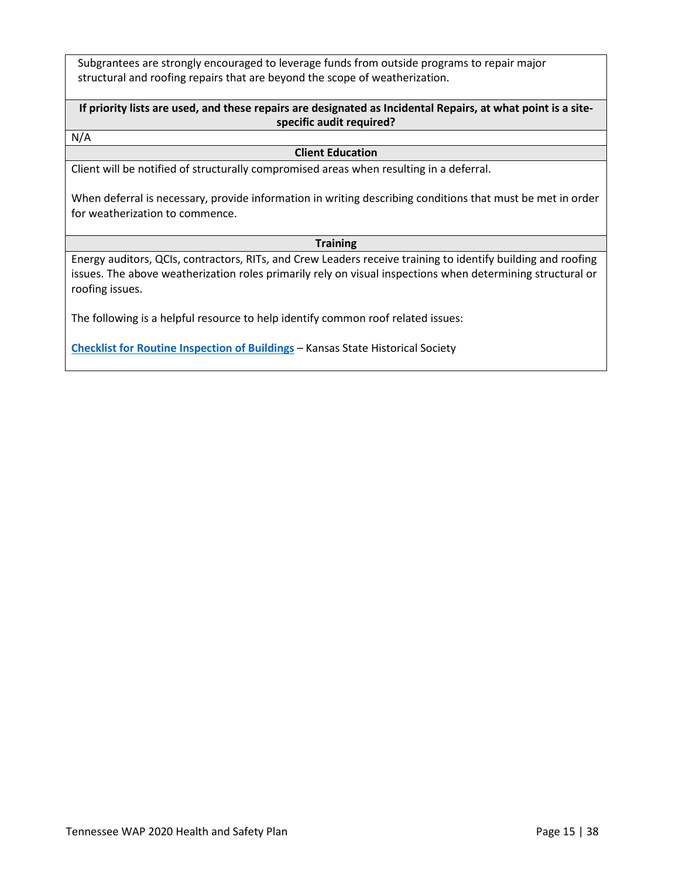Subgrantees are strongly encouraged to leverage funds from outside programs to repair major structural and roofing repairs that are beyond the scope of weatherization.

**If priority lists are used, and these repairs are designated as Incidental Repairs, at what point is a site-specific audit required?**

N/A

**Client Education**

Client will be notified of structurally compromised areas when resulting in a deferral.

When deferral is necessary, provide information in writing describing conditions that must be met in order for weatherization to commence.

**Training**

Energy auditors, QCIs, contractors, RITs, and Crew Leaders receive training to identify building and roofing issues. The above weatherization roles primarily rely on visual inspections when determining structural or roofing issues.

The following is a helpful resource to help identify common roof related issues:

**Checklist for Routine Inspection of Buildings** – Kansas State Historical Society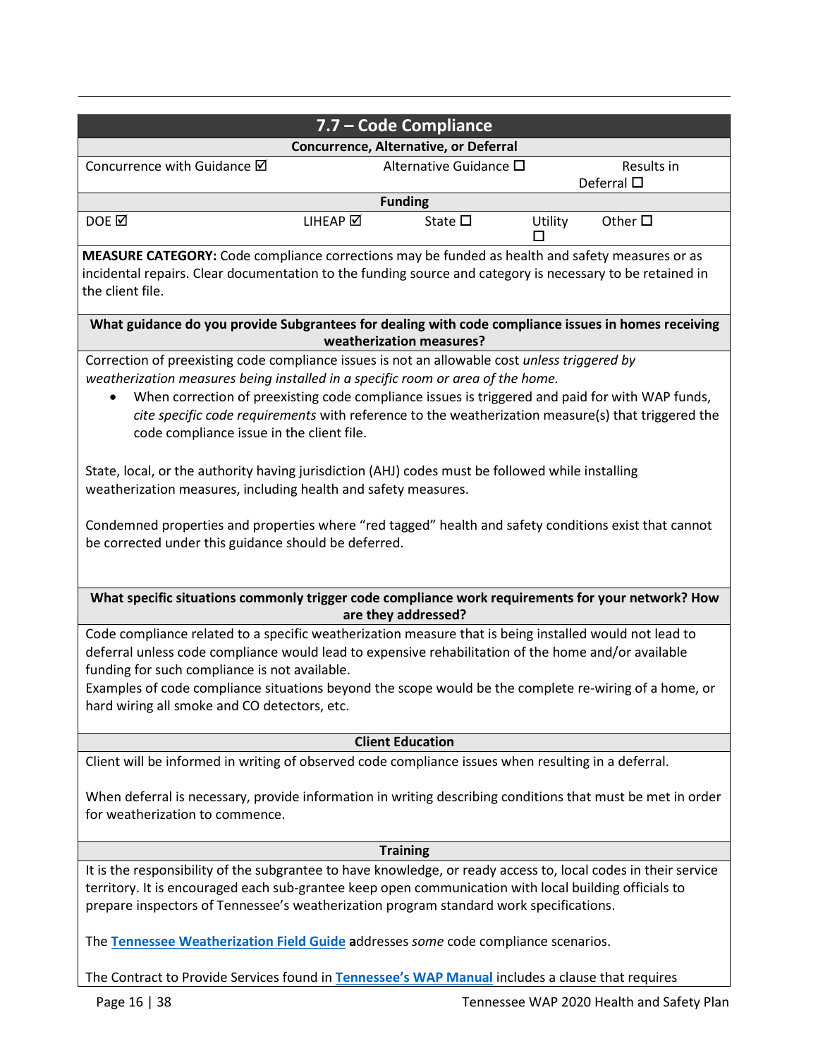## 7.7 – Code Compliance

**Concurrence, Alternative, or Deferral**

| Concurrence with Guidance ☑ | Alternative Guidance ☐ | Results in Deferral ☐ |
|---|---|---|

**Funding**

| DOE ☑ | LIHEAP ☑ | State ☐ | Utility ☐ | Other ☐ |
|---|---|---|---|---|

**MEASURE CATEGORY:** Code compliance corrections may be funded as health and safety measures or as incidental repairs. Clear documentation to the funding source and category is necessary to be retained in the client file.

**What guidance do you provide Subgrantees for dealing with code compliance issues in homes receiving weatherization measures?**

Correction of preexisting code compliance issues is not an allowable cost *unless triggered by weatherization measures being installed in a specific room or area of the home.*

- When correction of preexisting code compliance issues is triggered and paid for with WAP funds, *cite specific code requirements* with reference to the weatherization measure(s) that triggered the code compliance issue in the client file.

State, local, or the authority having jurisdiction (AHJ) codes must be followed while installing weatherization measures, including health and safety measures.

Condemned properties and properties where "red tagged" health and safety conditions exist that cannot be corrected under this guidance should be deferred.

**What specific situations commonly trigger code compliance work requirements for your network? How are they addressed?**

Code compliance related to a specific weatherization measure that is being installed would not lead to deferral unless code compliance would lead to expensive rehabilitation of the home and/or available funding for such compliance is not available.
Examples of code compliance situations beyond the scope would be the complete re-wiring of a home, or hard wiring all smoke and CO detectors, etc.

**Client Education**

Client will be informed in writing of observed code compliance issues when resulting in a deferral.

When deferral is necessary, provide information in writing describing conditions that must be met in order for weatherization to commence.

**Training**

It is the responsibility of the subgrantee to have knowledge, or ready access to, local codes in their service territory. It is encouraged each sub-grantee keep open communication with local building officials to prepare inspectors of Tennessee's weatherization program standard work specifications.

The **Tennessee Weatherization Field Guide** **a**ddresses *some* code compliance scenarios.

The Contract to Provide Services found in **Tennessee's WAP Manual** includes a clause that requires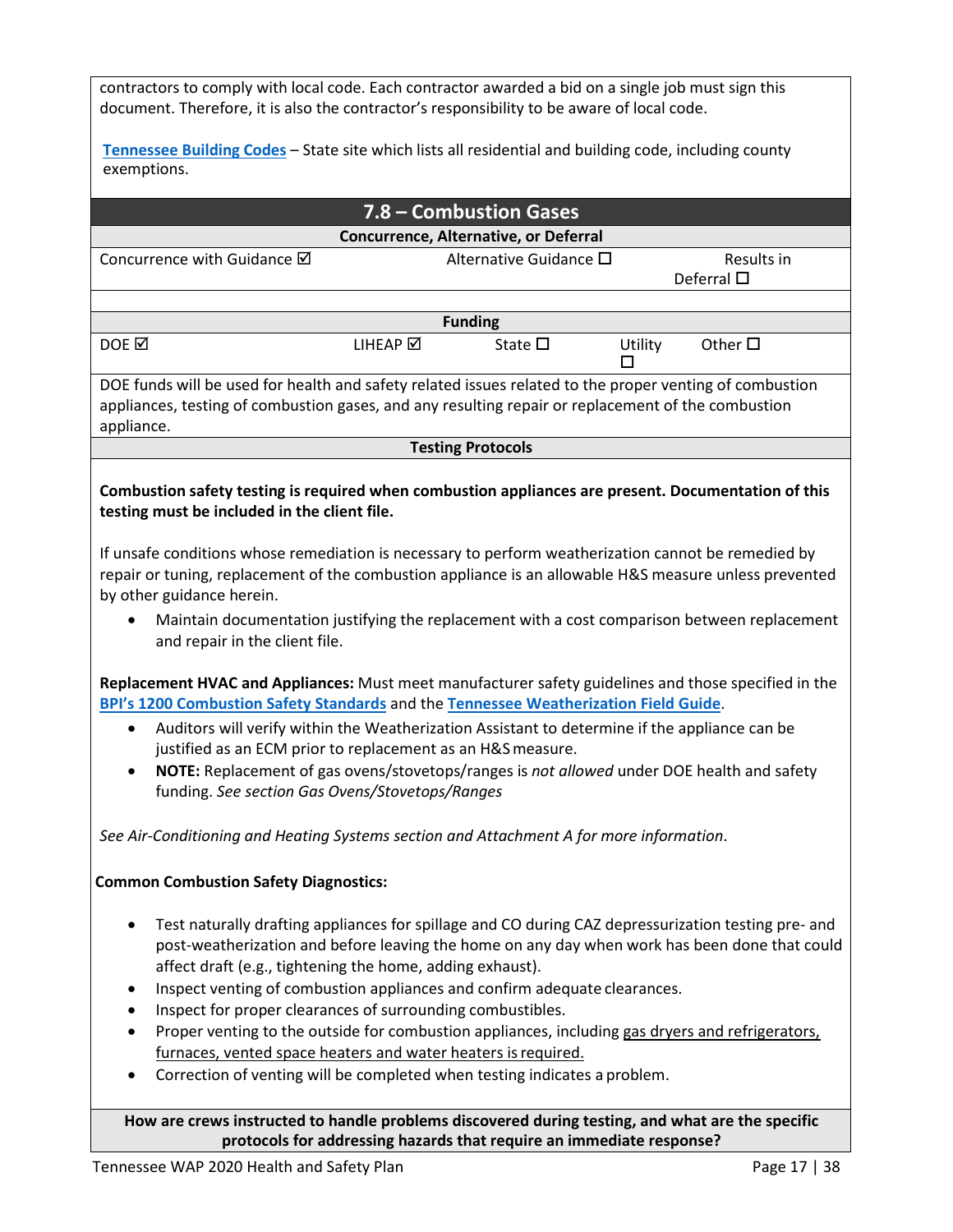contractors to comply with local code. Each contractor awarded a bid on a single job must sign this document. Therefore, it is also the contractor's responsibility to be aware of local code.

Tennessee Building Codes – State site which lists all residential and building code, including county exemptions.

## 7.8 – Combustion Gases

**Concurrence, Alternative, or Deferral**

| Concurrence with Guidance ☑ | Alternative Guidance ☐ | Results in Deferral ☐ |
|---|---|---|

**Funding**

| DOE ☑ | LIHEAP ☑ | State ☐ | Utility ☐ | Other ☐ |
|---|---|---|---|---|

DOE funds will be used for health and safety related issues related to the proper venting of combustion appliances, testing of combustion gases, and any resulting repair or replacement of the combustion appliance.

**Testing Protocols**

**Combustion safety testing is required when combustion appliances are present. Documentation of this testing must be included in the client file.**

If unsafe conditions whose remediation is necessary to perform weatherization cannot be remedied by repair or tuning, replacement of the combustion appliance is an allowable H&S measure unless prevented by other guidance herein.

- Maintain documentation justifying the replacement with a cost comparison between replacement and repair in the client file.

**Replacement HVAC and Appliances:** Must meet manufacturer safety guidelines and those specified in the BPI's 1200 Combustion Safety Standards and the Tennessee Weatherization Field Guide.

- Auditors will verify within the Weatherization Assistant to determine if the appliance can be justified as an ECM prior to replacement as an H&S measure.
- **NOTE:** Replacement of gas ovens/stovetops/ranges is *not allowed* under DOE health and safety funding. *See section Gas Ovens/Stovetops/Ranges*

*See Air-Conditioning and Heating Systems section and Attachment A for more information.*

**Common Combustion Safety Diagnostics:**

- Test naturally drafting appliances for spillage and CO during CAZ depressurization testing pre- and post-weatherization and before leaving the home on any day when work has been done that could affect draft (e.g., tightening the home, adding exhaust).
- Inspect venting of combustion appliances and confirm adequate clearances.
- Inspect for proper clearances of surrounding combustibles.
- Proper venting to the outside for combustion appliances, including gas dryers and refrigerators, furnaces, vented space heaters and water heaters is required.
- Correction of venting will be completed when testing indicates a problem.

**How are crews instructed to handle problems discovered during testing, and what are the specific protocols for addressing hazards that require an immediate response?**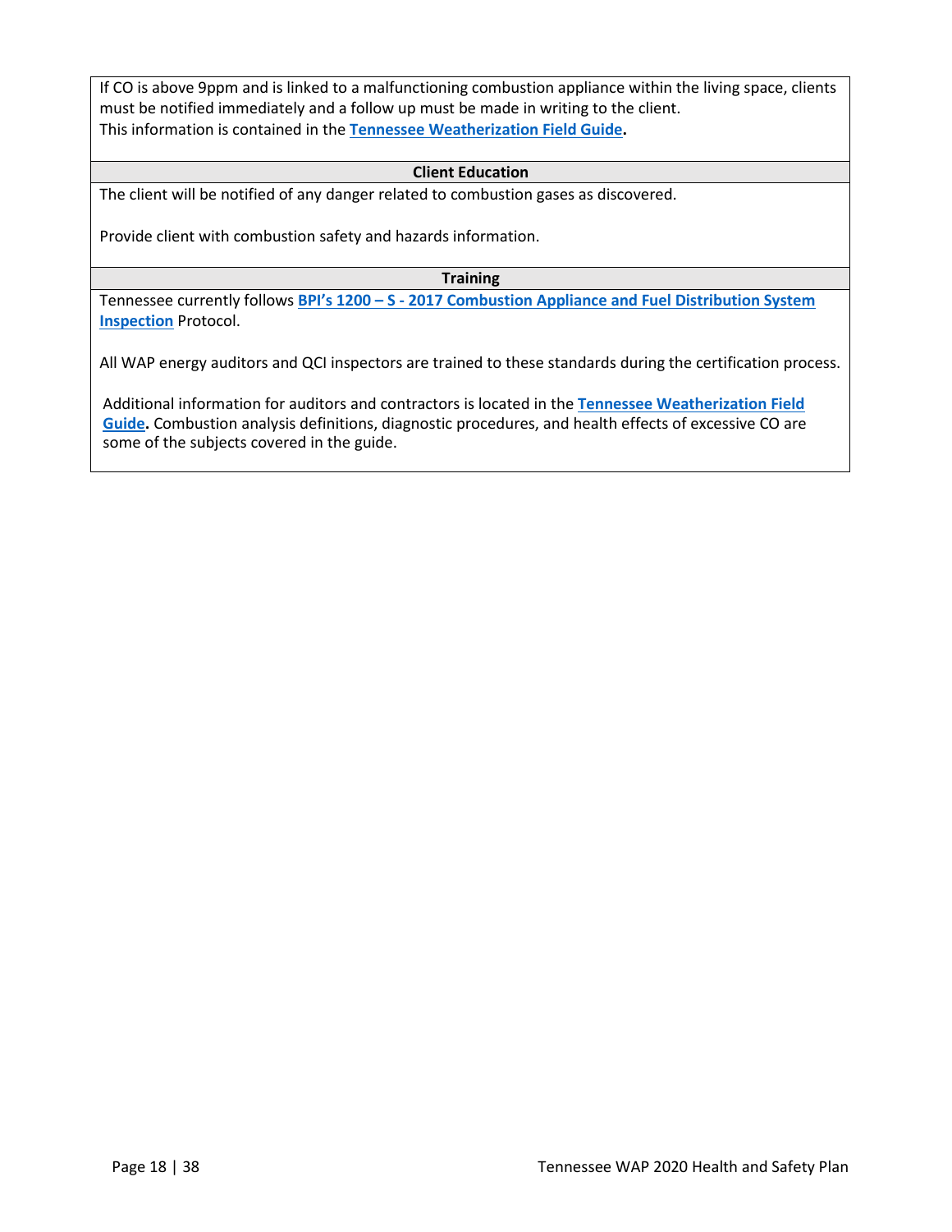If CO is above 9ppm and is linked to a malfunctioning combustion appliance within the living space, clients must be notified immediately and a follow up must be made in writing to the client.
This information is contained in the **Tennessee Weatherization Field Guide.**

**Client Education**

The client will be notified of any danger related to combustion gases as discovered.

Provide client with combustion safety and hazards information.

**Training**

Tennessee currently follows **BPI's 1200 – S - 2017 Combustion Appliance and Fuel Distribution System Inspection** Protocol.

All WAP energy auditors and QCI inspectors are trained to these standards during the certification process.

Additional information for auditors and contractors is located in the **Tennessee Weatherization Field Guide.** Combustion analysis definitions, diagnostic procedures, and health effects of excessive CO are some of the subjects covered in the guide.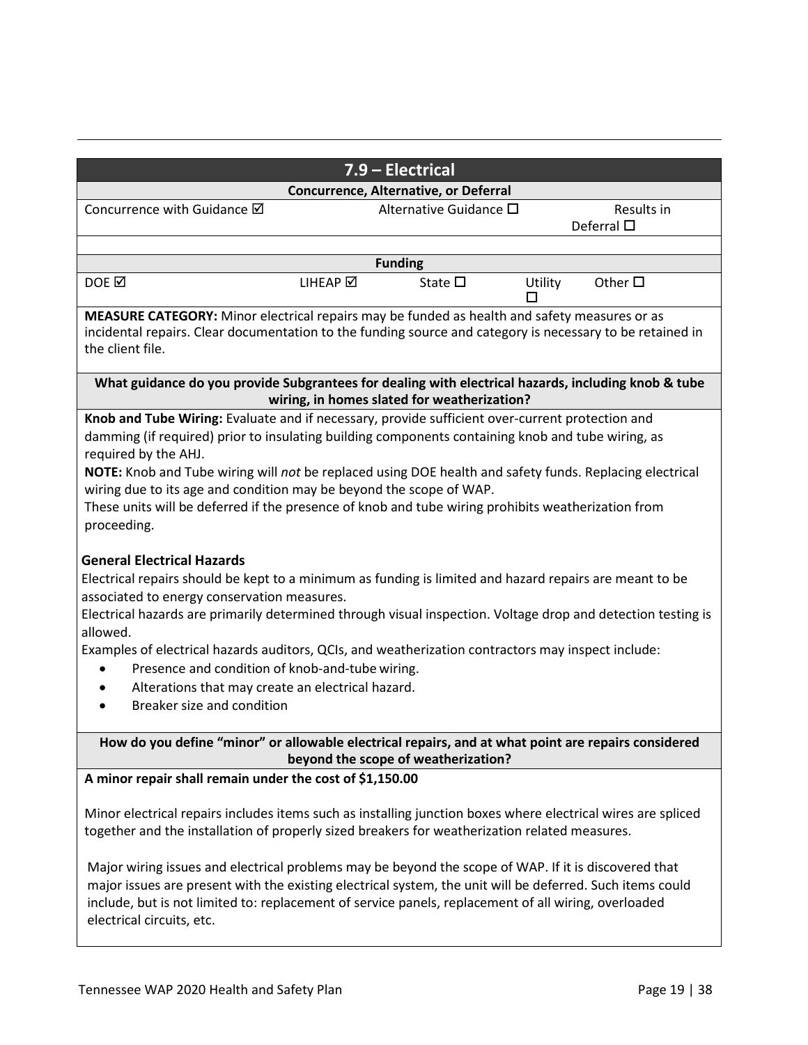## 7.9 – Electrical

**Concurrence, Alternative, or Deferral**

| Concurrence with Guidance ☑ | Alternative Guidance ☐ | Results in Deferral ☐ |
|---|---|---|

**Funding**

| DOE ☑ | LIHEAP ☑ | State ☐ | Utility ☐ | Other ☐ |
|---|---|---|---|---|

**MEASURE CATEGORY:** Minor electrical repairs may be funded as health and safety measures or as incidental repairs. Clear documentation to the funding source and category is necessary to be retained in the client file.

**What guidance do you provide Subgrantees for dealing with electrical hazards, including knob & tube wiring, in homes slated for weatherization?**

**Knob and Tube Wiring:** Evaluate and if necessary, provide sufficient over-current protection and damming (if required) prior to insulating building components containing knob and tube wiring, as required by the AHJ.

**NOTE:** Knob and Tube wiring will *not* be replaced using DOE health and safety funds. Replacing electrical wiring due to its age and condition may be beyond the scope of WAP.

These units will be deferred if the presence of knob and tube wiring prohibits weatherization from proceeding.

**General Electrical Hazards**

Electrical repairs should be kept to a minimum as funding is limited and hazard repairs are meant to be associated to energy conservation measures.

Electrical hazards are primarily determined through visual inspection. Voltage drop and detection testing is allowed.

Examples of electrical hazards auditors, QCIs, and weatherization contractors may inspect include:

- Presence and condition of knob-and-tube wiring.
- Alterations that may create an electrical hazard.
- Breaker size and condition

**How do you define "minor" or allowable electrical repairs, and at what point are repairs considered beyond the scope of weatherization?**

**A minor repair shall remain under the cost of $1,150.00**

Minor electrical repairs includes items such as installing junction boxes where electrical wires are spliced together and the installation of properly sized breakers for weatherization related measures.

Major wiring issues and electrical problems may be beyond the scope of WAP. If it is discovered that major issues are present with the existing electrical system, the unit will be deferred. Such items could include, but is not limited to: replacement of service panels, replacement of all wiring, overloaded electrical circuits, etc.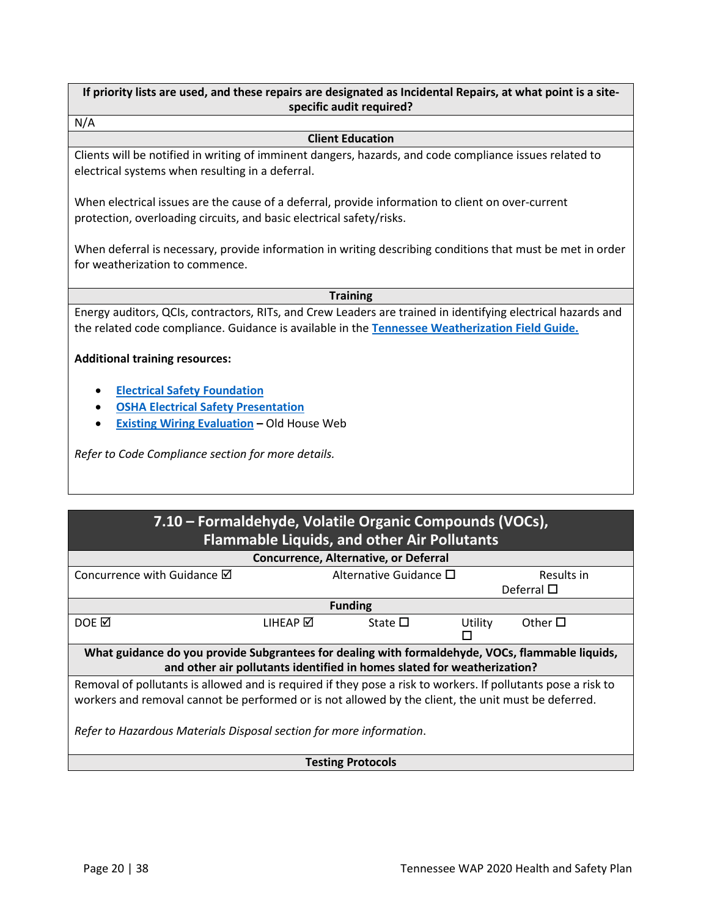**If priority lists are used, and these repairs are designated as Incidental Repairs, at what point is a site-specific audit required?**

N/A

**Client Education**

Clients will be notified in writing of imminent dangers, hazards, and code compliance issues related to electrical systems when resulting in a deferral.

When electrical issues are the cause of a deferral, provide information to client on over-current protection, overloading circuits, and basic electrical safety/risks.

When deferral is necessary, provide information in writing describing conditions that must be met in order for weatherization to commence.

**Training**

Energy auditors, QCIs, contractors, RITs, and Crew Leaders are trained in identifying electrical hazards and the related code compliance. Guidance is available in the **Tennessee Weatherization Field Guide.**

**Additional training resources:**

- **Electrical Safety Foundation**
- **OSHA Electrical Safety Presentation**
- **Existing Wiring Evaluation** – Old House Web

*Refer to Code Compliance section for more details.*

## 7.10 – Formaldehyde, Volatile Organic Compounds (VOCs), Flammable Liquids, and other Air Pollutants

**Concurrence, Alternative, or Deferral**

| Concurrence with Guidance ☑ | Alternative Guidance ☐ | Results in Deferral ☐ |
|---|---|---|

**Funding**

| DOE ☑ | LIHEAP ☑ | State ☐ | Utility ☐ | Other ☐ |
|---|---|---|---|---|

**What guidance do you provide Subgrantees for dealing with formaldehyde, VOCs, flammable liquids, and other air pollutants identified in homes slated for weatherization?**

Removal of pollutants is allowed and is required if they pose a risk to workers. If pollutants pose a risk to workers and removal cannot be performed or is not allowed by the client, the unit must be deferred.

*Refer to Hazardous Materials Disposal section for more information.*

**Testing Protocols**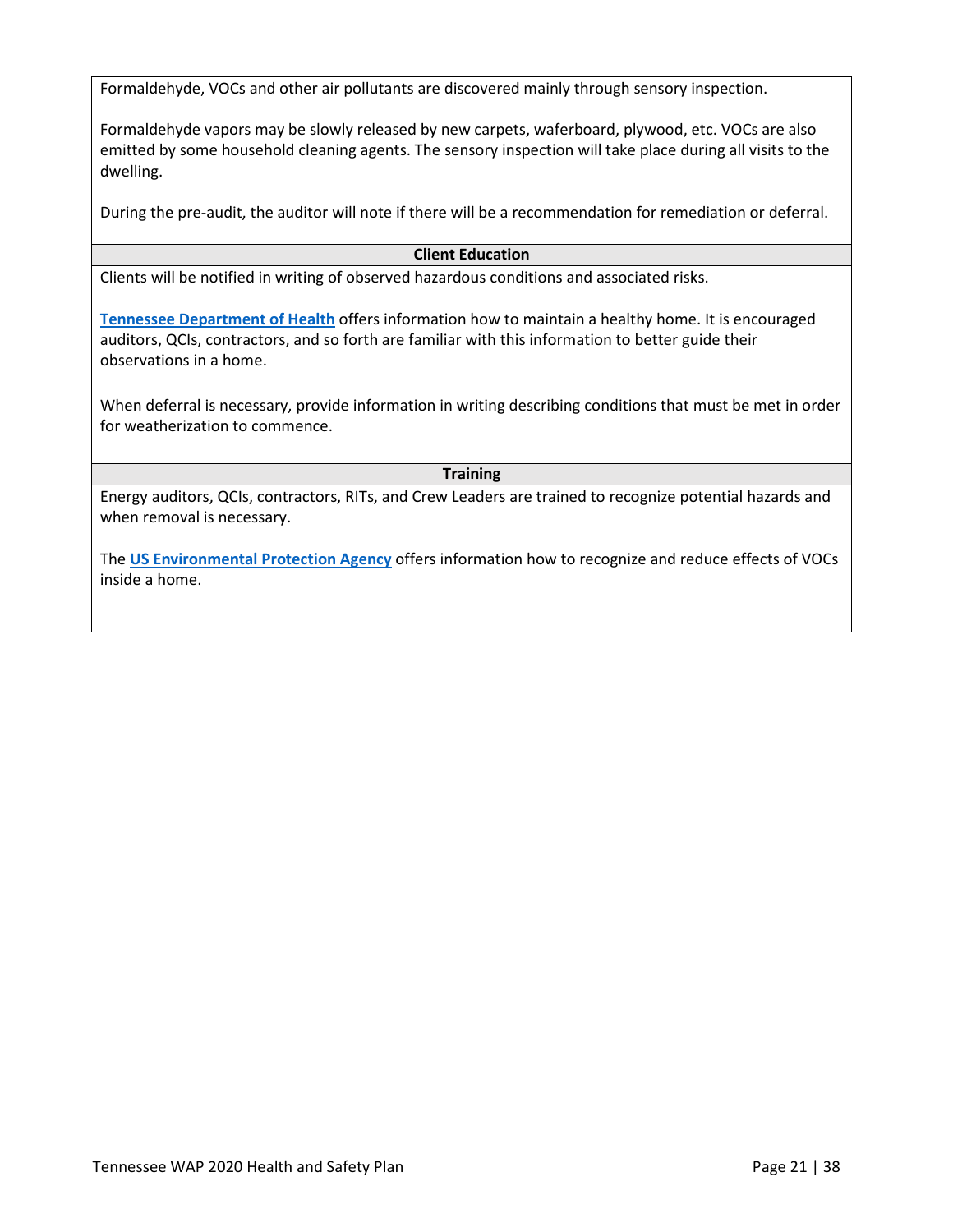Formaldehyde, VOCs and other air pollutants are discovered mainly through sensory inspection.

Formaldehyde vapors may be slowly released by new carpets, waferboard, plywood, etc. VOCs are also emitted by some household cleaning agents. The sensory inspection will take place during all visits to the dwelling.

During the pre-audit, the auditor will note if there will be a recommendation for remediation or deferral.

**Client Education**

Clients will be notified in writing of observed hazardous conditions and associated risks.

**Tennessee Department of Health** offers information how to maintain a healthy home. It is encouraged auditors, QCIs, contractors, and so forth are familiar with this information to better guide their observations in a home.

When deferral is necessary, provide information in writing describing conditions that must be met in order for weatherization to commence.

**Training**

Energy auditors, QCIs, contractors, RITs, and Crew Leaders are trained to recognize potential hazards and when removal is necessary.

The **US Environmental Protection Agency** offers information how to recognize and reduce effects of VOCs inside a home.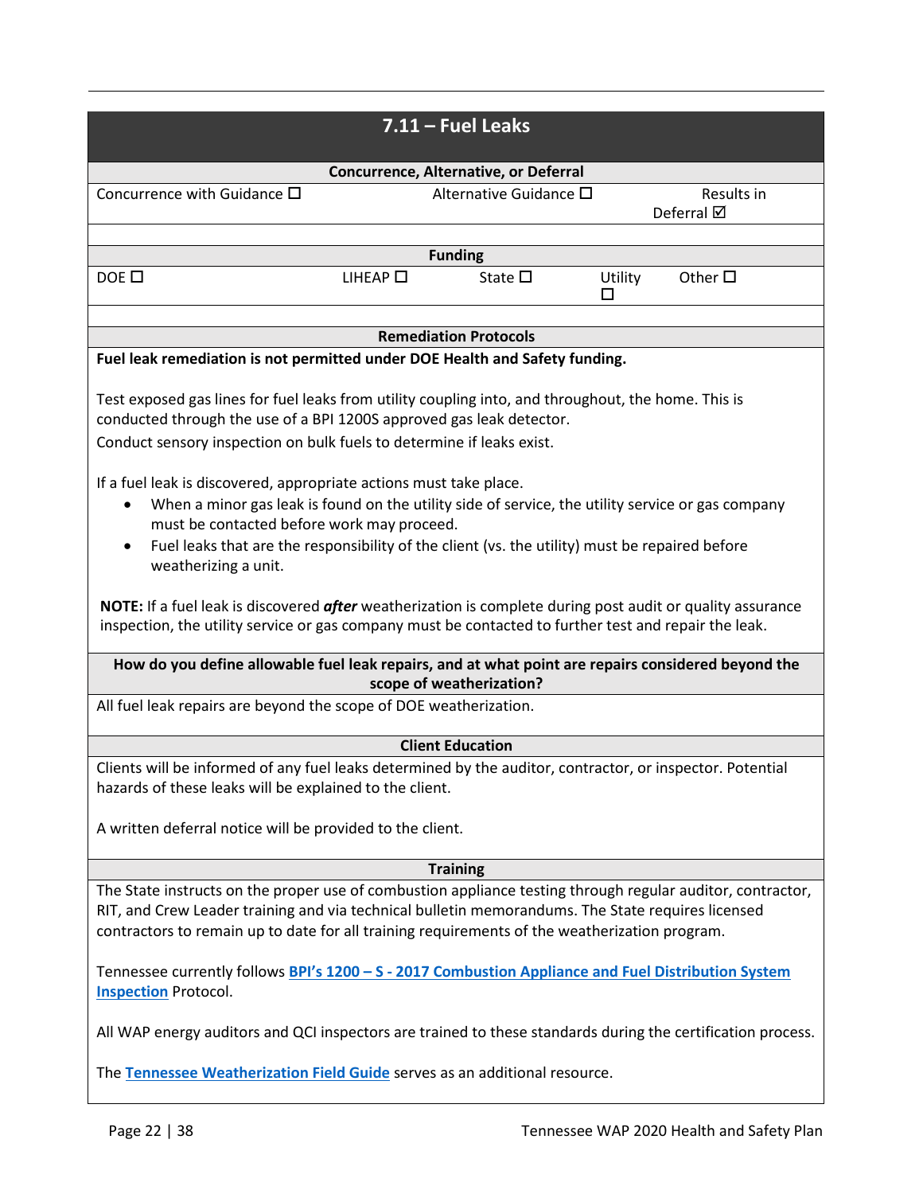## 7.11 – Fuel Leaks

### Concurrence, Alternative, or Deferral

| Concurrence with Guidance ☐ | Alternative Guidance ☐ | Results in Deferral ☑ |
|---|---|---|

### Funding

| DOE ☐ | LIHEAP ☐ | State ☐ | Utility ☐ | Other ☐ |
|---|---|---|---|---|

### Remediation Protocols

**Fuel leak remediation is not permitted under DOE Health and Safety funding.**

Test exposed gas lines for fuel leaks from utility coupling into, and throughout, the home. This is conducted through the use of a BPI 1200S approved gas leak detector.
Conduct sensory inspection on bulk fuels to determine if leaks exist.

If a fuel leak is discovered, appropriate actions must take place.

- When a minor gas leak is found on the utility side of service, the utility service or gas company must be contacted before work may proceed.
- Fuel leaks that are the responsibility of the client (vs. the utility) must be repaired before weatherizing a unit.

**NOTE:** If a fuel leak is discovered ***after*** weatherization is complete during post audit or quality assurance inspection, the utility service or gas company must be contacted to further test and repair the leak.

### How do you define allowable fuel leak repairs, and at what point are repairs considered beyond the scope of weatherization?

All fuel leak repairs are beyond the scope of DOE weatherization.

### Client Education

Clients will be informed of any fuel leaks determined by the auditor, contractor, or inspector. Potential hazards of these leaks will be explained to the client.

A written deferral notice will be provided to the client.

### Training

The State instructs on the proper use of combustion appliance testing through regular auditor, contractor, RIT, and Crew Leader training and via technical bulletin memorandums. The State requires licensed contractors to remain up to date for all training requirements of the weatherization program.

Tennessee currently follows **BPI's 1200 – S - 2017 Combustion Appliance and Fuel Distribution System Inspection** Protocol.

All WAP energy auditors and QCI inspectors are trained to these standards during the certification process.

The **Tennessee Weatherization Field Guide** serves as an additional resource.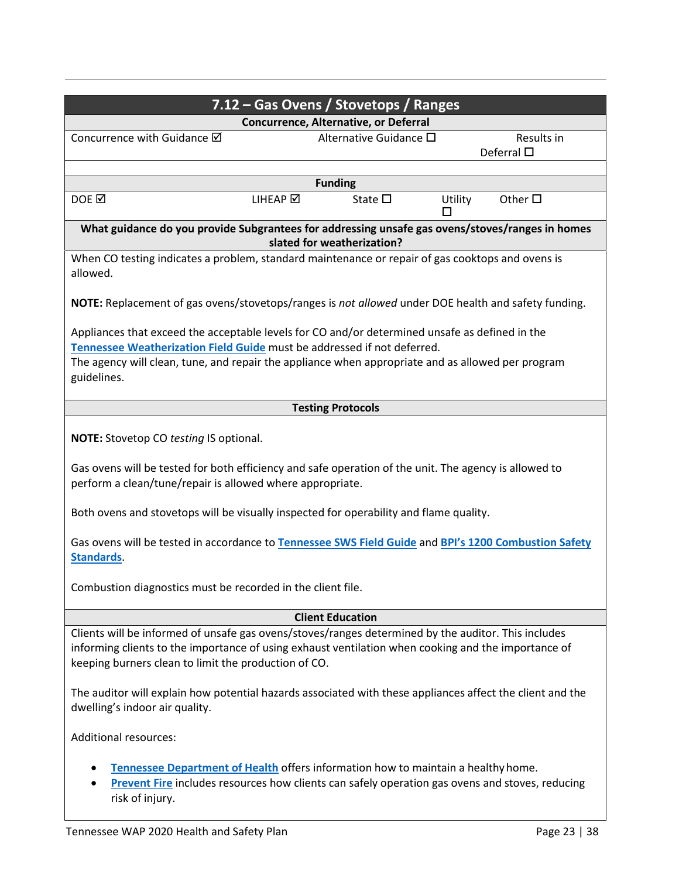## 7.12 – Gas Ovens / Stovetops / Ranges

**Concurrence, Alternative, or Deferral**

| Concurrence with Guidance ☑ | Alternative Guidance ☐ | Results in Deferral ☐ |
|---|---|---|

**Funding**

| DOE ☑ | LIHEAP ☑ | State ☐ | Utility ☐ | Other ☐ |
|---|---|---|---|---|

**What guidance do you provide Subgrantees for addressing unsafe gas ovens/stoves/ranges in homes slated for weatherization?**

When CO testing indicates a problem, standard maintenance or repair of gas cooktops and ovens is allowed.

**NOTE:** Replacement of gas ovens/stovetops/ranges is *not allowed* under DOE health and safety funding.

Appliances that exceed the acceptable levels for CO and/or determined unsafe as defined in the [Tennessee Weatherization Field Guide]() must be addressed if not deferred.
The agency will clean, tune, and repair the appliance when appropriate and as allowed per program guidelines.

**Testing Protocols**

**NOTE:** Stovetop CO *testing* IS optional.

Gas ovens will be tested for both efficiency and safe operation of the unit. The agency is allowed to perform a clean/tune/repair is allowed where appropriate.

Both ovens and stovetops will be visually inspected for operability and flame quality.

Gas ovens will be tested in accordance to [Tennessee SWS Field Guide]() and [BPI's 1200 Combustion Safety Standards]().

Combustion diagnostics must be recorded in the client file.

**Client Education**

Clients will be informed of unsafe gas ovens/stoves/ranges determined by the auditor. This includes informing clients to the importance of using exhaust ventilation when cooking and the importance of keeping burners clean to limit the production of CO.

The auditor will explain how potential hazards associated with these appliances affect the client and the dwelling's indoor air quality.

Additional resources:

- [Tennessee Department of Health]() offers information how to maintain a healthy home.
- [Prevent Fire]() includes resources how clients can safely operation gas ovens and stoves, reducing risk of injury.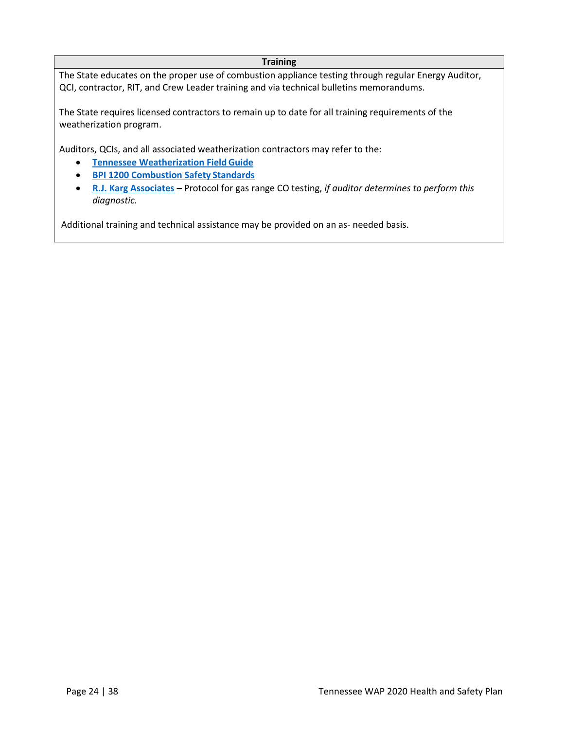| Training |
| --- |
| The State educates on the proper use of combustion appliance testing through regular Energy Auditor, QCI, contractor, RIT, and Crew Leader training and via technical bulletins memorandums.<br><br>The State requires licensed contractors to remain up to date for all training requirements of the weatherization program.<br><br>Auditors, QCIs, and all associated weatherization contractors may refer to the:<br>• **Tennessee Weatherization Field Guide**<br>• **BPI 1200 Combustion Safety Standards**<br>• **R.J. Karg Associates** **–** Protocol for gas range CO testing, *if auditor determines to perform this diagnostic.*<br><br>Additional training and technical assistance may be provided on an as- needed basis. |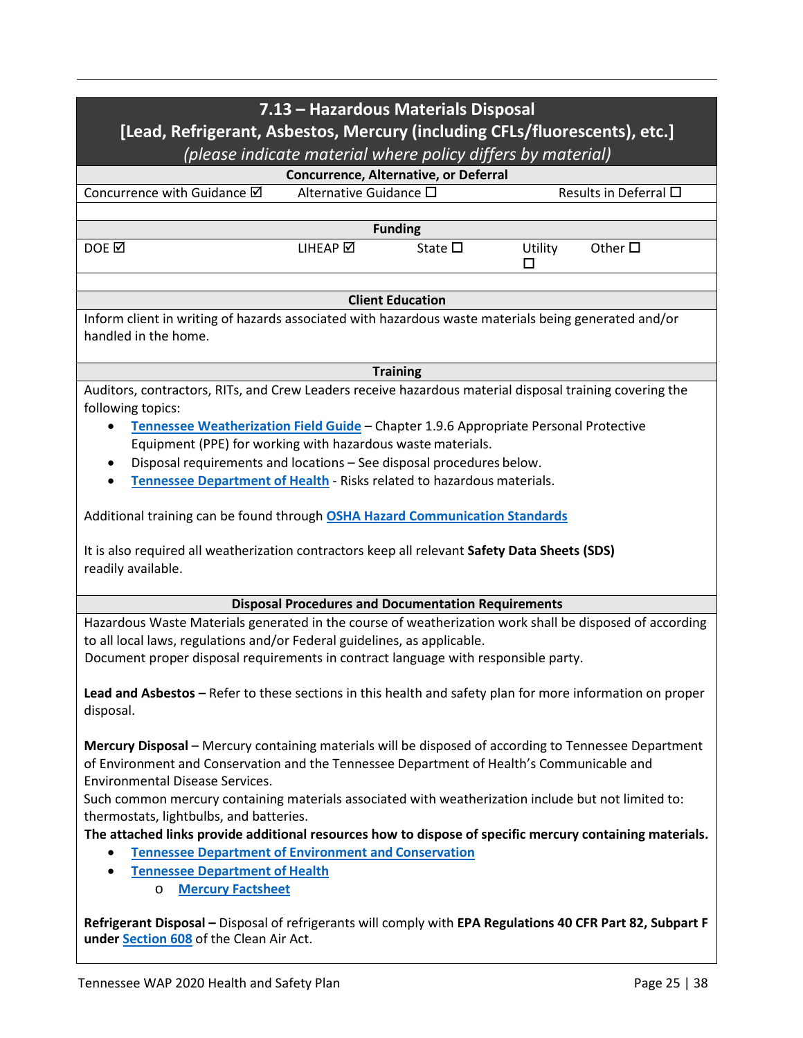## 7.13 – Hazardous Materials Disposal
## [Lead, Refrigerant, Asbestos, Mercury (including CFLs/fluorescents), etc.]
*(please indicate material where policy differs by material)*

**Concurrence, Alternative, or Deferral**

| Concurrence with Guidance ☑ | Alternative Guidance ☐ | Results in Deferral ☐ |
|---|---|---|

**Funding**

| DOE ☑ | LIHEAP ☑ | State ☐ | Utility ☐ | Other ☐ |
|---|---|---|---|---|

**Client Education**

Inform client in writing of hazards associated with hazardous waste materials being generated and/or handled in the home.

**Training**

Auditors, contractors, RITs, and Crew Leaders receive hazardous material disposal training covering the following topics:

- **Tennessee Weatherization Field Guide** – Chapter 1.9.6 Appropriate Personal Protective Equipment (PPE) for working with hazardous waste materials.
- Disposal requirements and locations – See disposal procedures below.
- **Tennessee Department of Health** - Risks related to hazardous materials.

Additional training can be found through **OSHA Hazard Communication Standards**

It is also required all weatherization contractors keep all relevant **Safety Data Sheets (SDS)** readily available.

**Disposal Procedures and Documentation Requirements**

Hazardous Waste Materials generated in the course of weatherization work shall be disposed of according to all local laws, regulations and/or Federal guidelines, as applicable.
Document proper disposal requirements in contract language with responsible party.

**Lead and Asbestos –** Refer to these sections in this health and safety plan for more information on proper disposal.

**Mercury Disposal** – Mercury containing materials will be disposed of according to Tennessee Department of Environment and Conservation and the Tennessee Department of Health's Communicable and Environmental Disease Services.
Such common mercury containing materials associated with weatherization include but not limited to: thermostats, lightbulbs, and batteries.
**The attached links provide additional resources how to dispose of specific mercury containing materials.**

- **Tennessee Department of Environment and Conservation**
- **Tennessee Department of Health**
  - **Mercury Factsheet**

**Refrigerant Disposal –** Disposal of refrigerants will comply with **EPA Regulations 40 CFR Part 82, Subpart F under Section 608** of the Clean Air Act.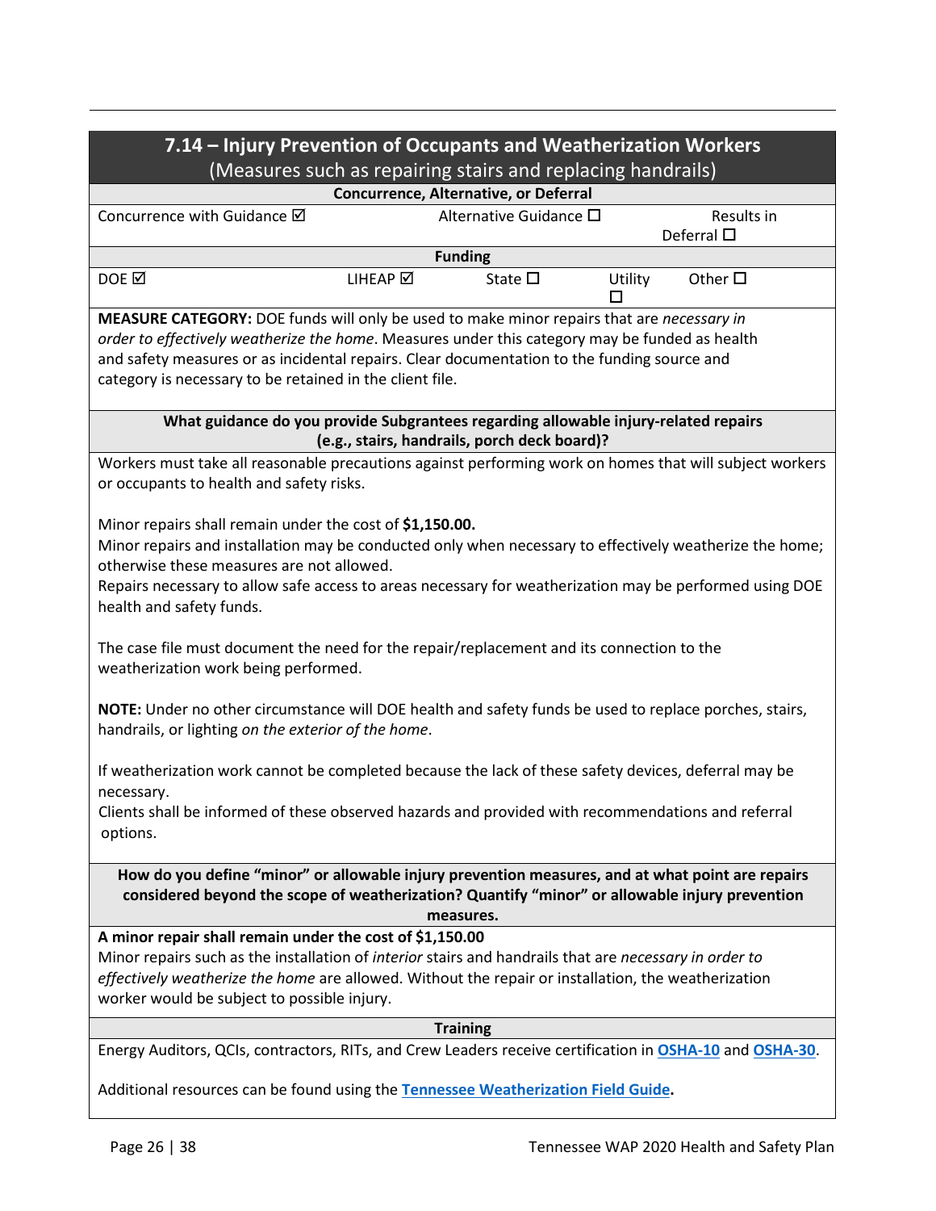## 7.14 – Injury Prevention of Occupants and Weatherization Workers

(Measures such as repairing stairs and replacing handrails)

**Concurrence, Alternative, or Deferral**

| Concurrence with Guidance ☑ | Alternative Guidance ☐ | Results in Deferral ☐ |
|---|---|---|

**Funding**

| DOE ☑ | LIHEAP ☑ | State ☐ | Utility ☐ | Other ☐ |
|---|---|---|---|---|

**MEASURE CATEGORY:** DOE funds will only be used to make minor repairs that are *necessary in order to effectively weatherize the home*. Measures under this category may be funded as health and safety measures or as incidental repairs. Clear documentation to the funding source and category is necessary to be retained in the client file.

**What guidance do you provide Subgrantees regarding allowable injury-related repairs (e.g., stairs, handrails, porch deck board)?**

Workers must take all reasonable precautions against performing work on homes that will subject workers or occupants to health and safety risks.

Minor repairs shall remain under the cost of **$1,150.00.**
Minor repairs and installation may be conducted only when necessary to effectively weatherize the home; otherwise these measures are not allowed.
Repairs necessary to allow safe access to areas necessary for weatherization may be performed using DOE health and safety funds.

The case file must document the need for the repair/replacement and its connection to the weatherization work being performed.

**NOTE:** Under no other circumstance will DOE health and safety funds be used to replace porches, stairs, handrails, or lighting *on the exterior of the home*.

If weatherization work cannot be completed because the lack of these safety devices, deferral may be necessary.
Clients shall be informed of these observed hazards and provided with recommendations and referral options.

**How do you define "minor" or allowable injury prevention measures, and at what point are repairs considered beyond the scope of weatherization? Quantify "minor" or allowable injury prevention measures.**

**A minor repair shall remain under the cost of $1,150.00**
Minor repairs such as the installation of *interior* stairs and handrails that are *necessary in order to effectively weatherize the home* are allowed. Without the repair or installation, the weatherization worker would be subject to possible injury.

**Training**

Energy Auditors, QCIs, contractors, RITs, and Crew Leaders receive certification in OSHA-10 and OSHA-30.

Additional resources can be found using the Tennessee Weatherization Field Guide**.**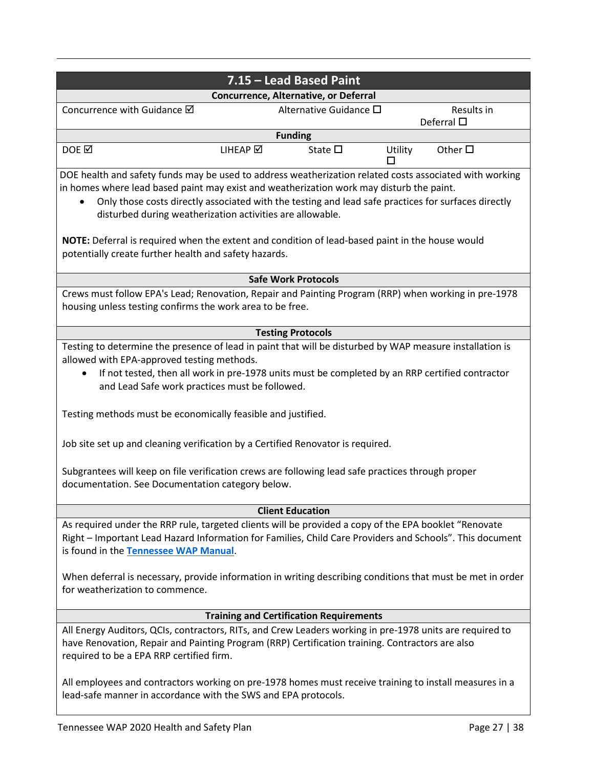## 7.15 – Lead Based Paint

| Concurrence, Alternative, or Deferral | | | | |
|---|---|---|---|---|
| Concurrence with Guidance ☑ | | Alternative Guidance ☐ | | Results in Deferral ☐ |

| Funding | | | | |
|---|---|---|---|---|
| DOE ☑ | LIHEAP ☑ | State ☐ | Utility ☐ | Other ☐ |

DOE health and safety funds may be used to address weatherization related costs associated with working in homes where lead based paint may exist and weatherization work may disturb the paint.

- Only those costs directly associated with the testing and lead safe practices for surfaces directly disturbed during weatherization activities are allowable.

**NOTE:** Deferral is required when the extent and condition of lead-based paint in the house would potentially create further health and safety hazards.

### Safe Work Protocols

Crews must follow EPA's Lead; Renovation, Repair and Painting Program (RRP) when working in pre-1978 housing unless testing confirms the work area to be free.

### Testing Protocols

Testing to determine the presence of lead in paint that will be disturbed by WAP measure installation is allowed with EPA-approved testing methods.

- If not tested, then all work in pre-1978 units must be completed by an RRP certified contractor and Lead Safe work practices must be followed.

Testing methods must be economically feasible and justified.

Job site set up and cleaning verification by a Certified Renovator is required.

Subgrantees will keep on file verification crews are following lead safe practices through proper documentation. See Documentation category below.

### Client Education

As required under the RRP rule, targeted clients will be provided a copy of the EPA booklet "Renovate Right – Important Lead Hazard Information for Families, Child Care Providers and Schools". This document is found in the **Tennessee WAP Manual**.

When deferral is necessary, provide information in writing describing conditions that must be met in order for weatherization to commence.

### Training and Certification Requirements

All Energy Auditors, QCIs, contractors, RITs, and Crew Leaders working in pre-1978 units are required to have Renovation, Repair and Painting Program (RRP) Certification training. Contractors are also required to be a EPA RRP certified firm.

All employees and contractors working on pre-1978 homes must receive training to install measures in a lead-safe manner in accordance with the SWS and EPA protocols.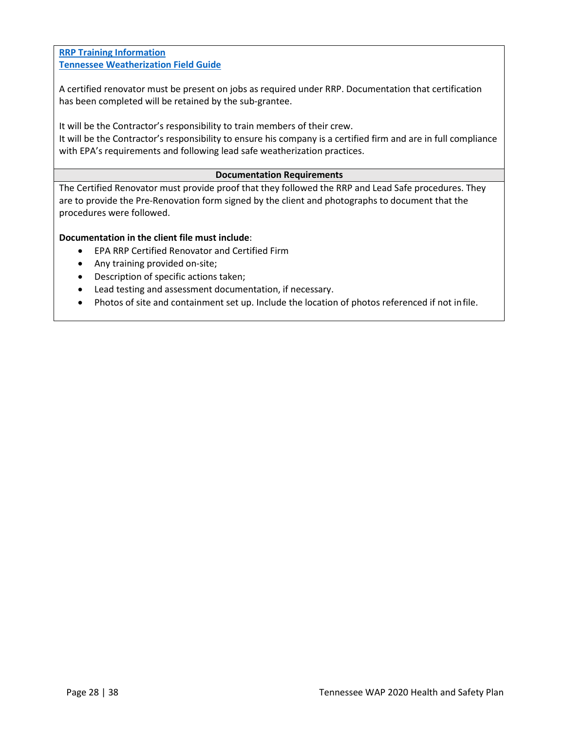**RRP Training Information**
**Tennessee Weatherization Field Guide**

A certified renovator must be present on jobs as required under RRP. Documentation that certification has been completed will be retained by the sub-grantee.

It will be the Contractor's responsibility to train members of their crew.
It will be the Contractor's responsibility to ensure his company is a certified firm and are in full compliance with EPA's requirements and following lead safe weatherization practices.

**Documentation Requirements**

The Certified Renovator must provide proof that they followed the RRP and Lead Safe procedures. They are to provide the Pre-Renovation form signed by the client and photographs to document that the procedures were followed.

**Documentation in the client file must include**:

- EPA RRP Certified Renovator and Certified Firm
- Any training provided on-site;
- Description of specific actions taken;
- Lead testing and assessment documentation, if necessary.
- Photos of site and containment set up. Include the location of photos referenced if not in file.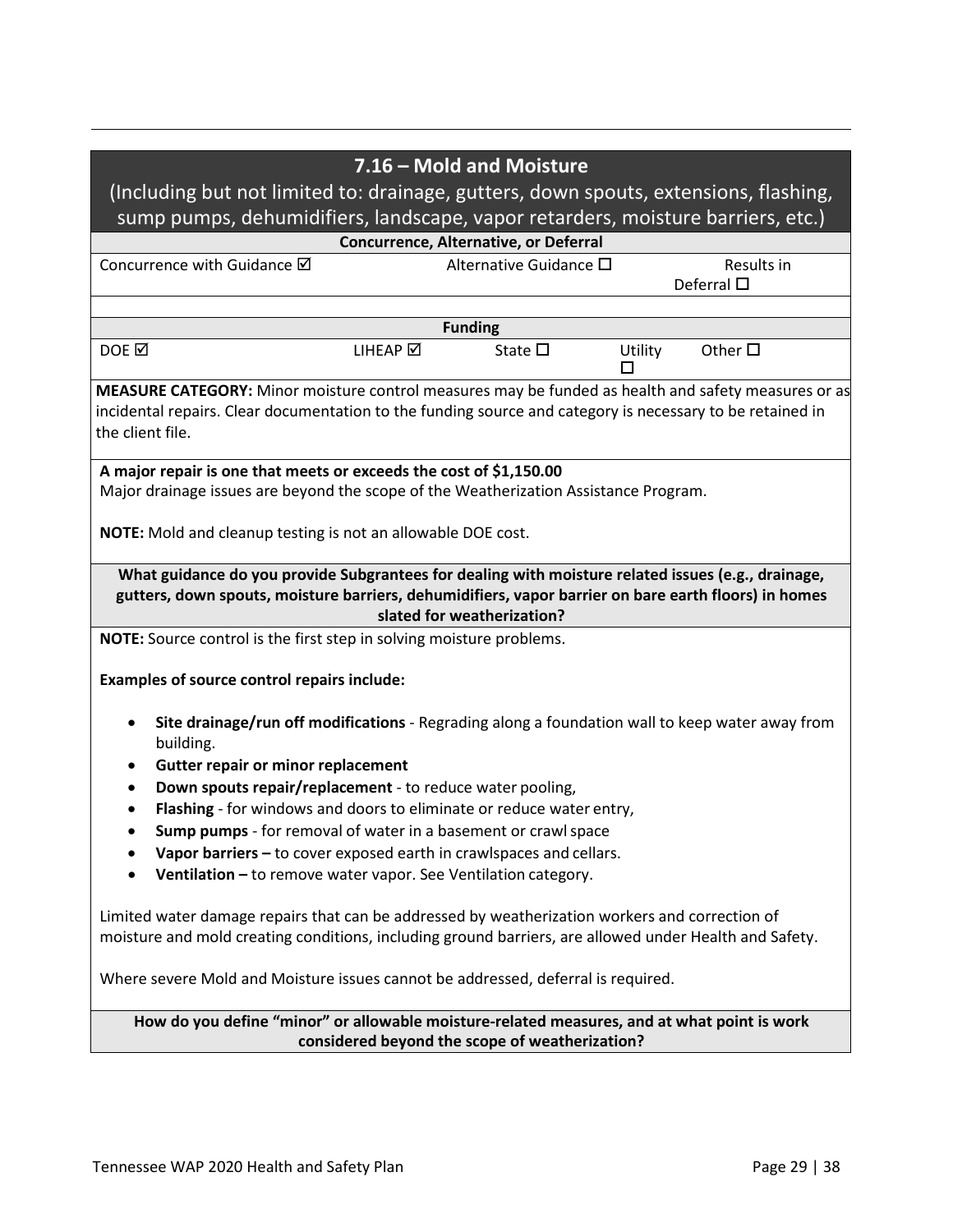## 7.16 – Mold and Moisture

(Including but not limited to: drainage, gutters, down spouts, extensions, flashing, sump pumps, dehumidifiers, landscape, vapor retarders, moisture barriers, etc.)

| Concurrence, Alternative, or Deferral | | |
|---|---|---|
| Concurrence with Guidance ☑ | Alternative Guidance ☐ | Results in Deferral ☐ |

| Funding | | | | |
|---|---|---|---|---|
| DOE ☑ | LIHEAP ☑ | State ☐ | Utility ☐ | Other ☐ |

**MEASURE CATEGORY:** Minor moisture control measures may be funded as health and safety measures or as incidental repairs. Clear documentation to the funding source and category is necessary to be retained in the client file.

**A major repair is one that meets or exceeds the cost of $1,150.00**
Major drainage issues are beyond the scope of the Weatherization Assistance Program.

**NOTE:** Mold and cleanup testing is not an allowable DOE cost.

**What guidance do you provide Subgrantees for dealing with moisture related issues (e.g., drainage, gutters, down spouts, moisture barriers, dehumidifiers, vapor barrier on bare earth floors) in homes slated for weatherization?**

**NOTE:** Source control is the first step in solving moisture problems.

**Examples of source control repairs include:**

- **Site drainage/run off modifications** - Regrading along a foundation wall to keep water away from building.
- **Gutter repair or minor replacement**
- **Down spouts repair/replacement** - to reduce water pooling,
- **Flashing** - for windows and doors to eliminate or reduce water entry,
- **Sump pumps** - for removal of water in a basement or crawl space
- **Vapor barriers –** to cover exposed earth in crawlspaces and cellars.
- **Ventilation –** to remove water vapor. See Ventilation category.

Limited water damage repairs that can be addressed by weatherization workers and correction of moisture and mold creating conditions, including ground barriers, are allowed under Health and Safety.

Where severe Mold and Moisture issues cannot be addressed, deferral is required.

**How do you define "minor" or allowable moisture-related measures, and at what point is work considered beyond the scope of weatherization?**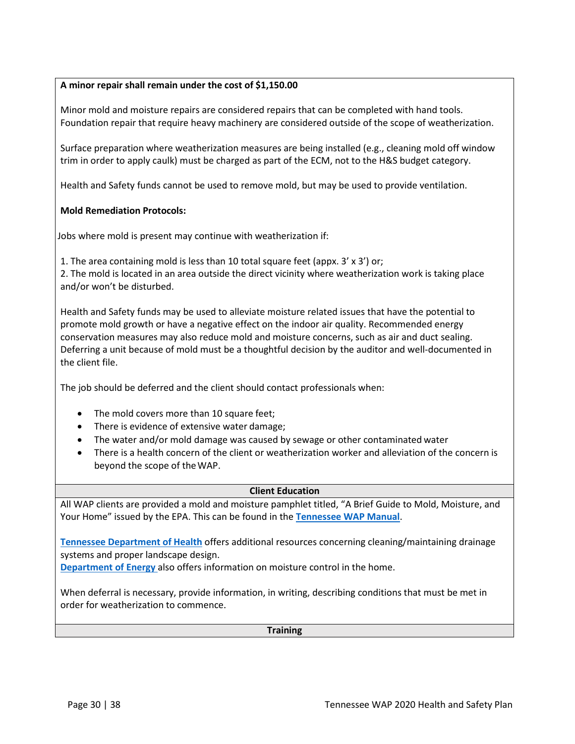**A minor repair shall remain under the cost of $1,150.00**

Minor mold and moisture repairs are considered repairs that can be completed with hand tools. Foundation repair that require heavy machinery are considered outside of the scope of weatherization.

Surface preparation where weatherization measures are being installed (e.g., cleaning mold off window trim in order to apply caulk) must be charged as part of the ECM, not to the H&S budget category.

Health and Safety funds cannot be used to remove mold, but may be used to provide ventilation.

**Mold Remediation Protocols:**

Jobs where mold is present may continue with weatherization if:

1. The area containing mold is less than 10 total square feet (appx. 3' x 3') or;
2. The mold is located in an area outside the direct vicinity where weatherization work is taking place and/or won't be disturbed.

Health and Safety funds may be used to alleviate moisture related issues that have the potential to promote mold growth or have a negative effect on the indoor air quality. Recommended energy conservation measures may also reduce mold and moisture concerns, such as air and duct sealing. Deferring a unit because of mold must be a thoughtful decision by the auditor and well-documented in the client file.

The job should be deferred and the client should contact professionals when:

- The mold covers more than 10 square feet;
- There is evidence of extensive water damage;
- The water and/or mold damage was caused by sewage or other contaminated water
- There is a health concern of the client or weatherization worker and alleviation of the concern is beyond the scope of the WAP.

**Client Education**

All WAP clients are provided a mold and moisture pamphlet titled, "A Brief Guide to Mold, Moisture, and Your Home" issued by the EPA. This can be found in the **Tennessee WAP Manual**.

**Tennessee Department of Health** offers additional resources concerning cleaning/maintaining drainage systems and proper landscape design.
**Department of Energy** also offers information on moisture control in the home.

When deferral is necessary, provide information, in writing, describing conditions that must be met in order for weatherization to commence.

**Training**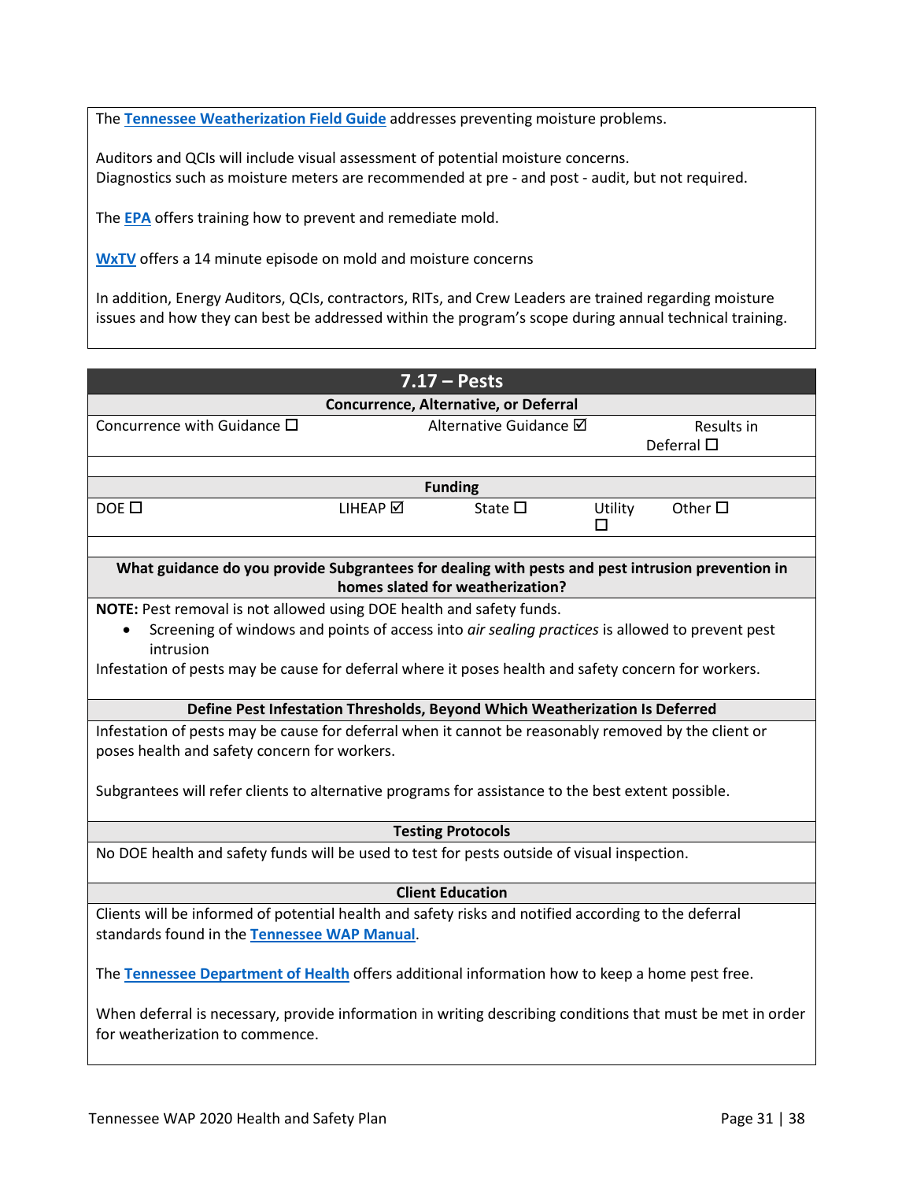The **Tennessee Weatherization Field Guide** addresses preventing moisture problems.

Auditors and QCIs will include visual assessment of potential moisture concerns.
Diagnostics such as moisture meters are recommended at pre - and post - audit, but not required.

The **EPA** offers training how to prevent and remediate mold.

**WxTV** offers a 14 minute episode on mold and moisture concerns

In addition, Energy Auditors, QCIs, contractors, RITs, and Crew Leaders are trained regarding moisture issues and how they can best be addressed within the program's scope during annual technical training.

## 7.17 – Pests

**Concurrence, Alternative, or Deferral**

| Concurrence with Guidance ☐ | Alternative Guidance ☑ | Results in Deferral ☐ |
|---|---|---|

**Funding**

| DOE ☐ | LIHEAP ☑ | State ☐ | Utility ☐ | Other ☐ |
|---|---|---|---|---|

**What guidance do you provide Subgrantees for dealing with pests and pest intrusion prevention in homes slated for weatherization?**

**NOTE:** Pest removal is not allowed using DOE health and safety funds.

- Screening of windows and points of access into *air sealing practices* is allowed to prevent pest intrusion

Infestation of pests may be cause for deferral where it poses health and safety concern for workers.

**Define Pest Infestation Thresholds, Beyond Which Weatherization Is Deferred**

Infestation of pests may be cause for deferral when it cannot be reasonably removed by the client or poses health and safety concern for workers.

Subgrantees will refer clients to alternative programs for assistance to the best extent possible.

**Testing Protocols**

No DOE health and safety funds will be used to test for pests outside of visual inspection.

**Client Education**

Clients will be informed of potential health and safety risks and notified according to the deferral standards found in the **Tennessee WAP Manual**.

The **Tennessee Department of Health** offers additional information how to keep a home pest free.

When deferral is necessary, provide information in writing describing conditions that must be met in order for weatherization to commence.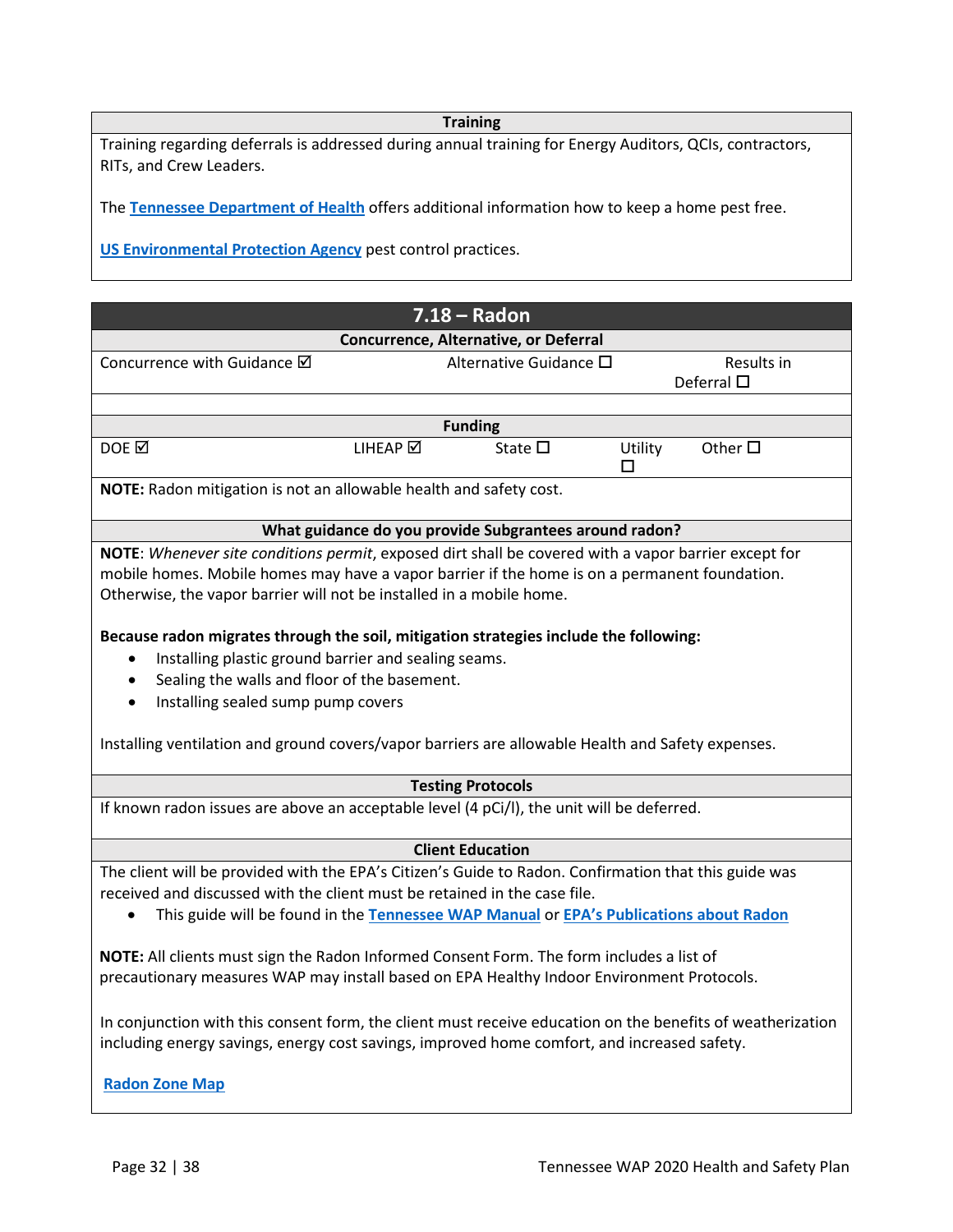**Training**

Training regarding deferrals is addressed during annual training for Energy Auditors, QCIs, contractors, RITs, and Crew Leaders.

The **Tennessee Department of Health** offers additional information how to keep a home pest free.

**US Environmental Protection Agency** pest control practices.

## 7.18 – Radon

**Concurrence, Alternative, or Deferral**

| Concurrence with Guidance ☑ | Alternative Guidance ☐ | Results in Deferral ☐ |
|---|---|---|

**Funding**

| DOE ☑ | LIHEAP ☑ | State ☐ | Utility ☐ | Other ☐ |
|---|---|---|---|---|

**NOTE:** Radon mitigation is not an allowable health and safety cost.

**What guidance do you provide Subgrantees around radon?**

**NOTE**: *Whenever site conditions permit*, exposed dirt shall be covered with a vapor barrier except for mobile homes. Mobile homes may have a vapor barrier if the home is on a permanent foundation. Otherwise, the vapor barrier will not be installed in a mobile home.

**Because radon migrates through the soil, mitigation strategies include the following:**

- Installing plastic ground barrier and sealing seams.
- Sealing the walls and floor of the basement.
- Installing sealed sump pump covers

Installing ventilation and ground covers/vapor barriers are allowable Health and Safety expenses.

**Testing Protocols**

If known radon issues are above an acceptable level (4 pCi/l), the unit will be deferred.

**Client Education**

The client will be provided with the EPA's Citizen's Guide to Radon. Confirmation that this guide was received and discussed with the client must be retained in the case file.

- This guide will be found in the **Tennessee WAP Manual** or **EPA's Publications about Radon**

**NOTE:** All clients must sign the Radon Informed Consent Form. The form includes a list of precautionary measures WAP may install based on EPA Healthy Indoor Environment Protocols.

In conjunction with this consent form, the client must receive education on the benefits of weatherization including energy savings, energy cost savings, improved home comfort, and increased safety.

**Radon Zone Map**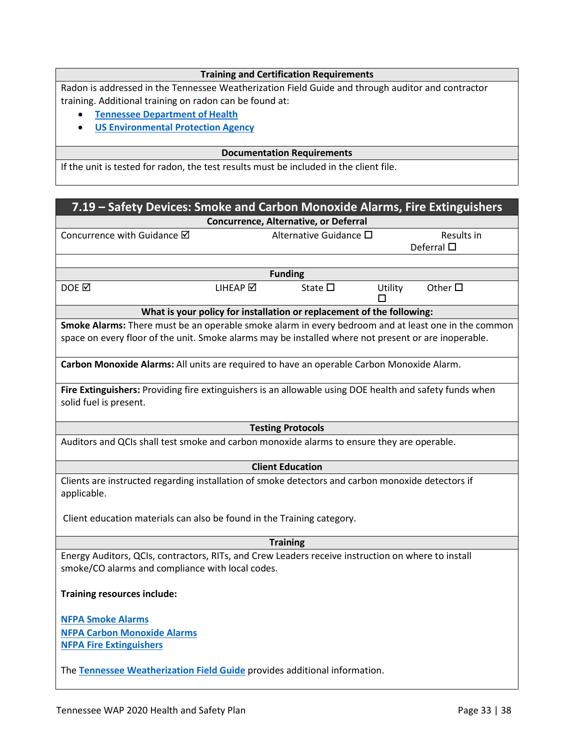**Training and Certification Requirements**

Radon is addressed in the Tennessee Weatherization Field Guide and through auditor and contractor training. Additional training on radon can be found at:

- [Tennessee Department of Health]
- [US Environmental Protection Agency]

**Documentation Requirements**

If the unit is tested for radon, the test results must be included in the client file.

## 7.19 – Safety Devices: Smoke and Carbon Monoxide Alarms, Fire Extinguishers

**Concurrence, Alternative, or Deferral**

Concurrence with Guidance ☑ Alternative Guidance ☐ Results in Deferral ☐

**Funding**

DOE ☑ LIHEAP ☑ State ☐ Utility ☐ Other ☐

**What is your policy for installation or replacement of the following:**

**Smoke Alarms:** There must be an operable smoke alarm in every bedroom and at least one in the common space on every floor of the unit. Smoke alarms may be installed where not present or are inoperable.

**Carbon Monoxide Alarms:** All units are required to have an operable Carbon Monoxide Alarm.

**Fire Extinguishers:** Providing fire extinguishers is an allowable using DOE health and safety funds when solid fuel is present.

**Testing Protocols**

Auditors and QCIs shall test smoke and carbon monoxide alarms to ensure they are operable.

**Client Education**

Clients are instructed regarding installation of smoke detectors and carbon monoxide detectors if applicable.

Client education materials can also be found in the Training category.

**Training**

Energy Auditors, QCIs, contractors, RITs, and Crew Leaders receive instruction on where to install smoke/CO alarms and compliance with local codes.

**Training resources include:**

NFPA Smoke Alarms
NFPA Carbon Monoxide Alarms
NFPA Fire Extinguishers

The Tennessee Weatherization Field Guide provides additional information.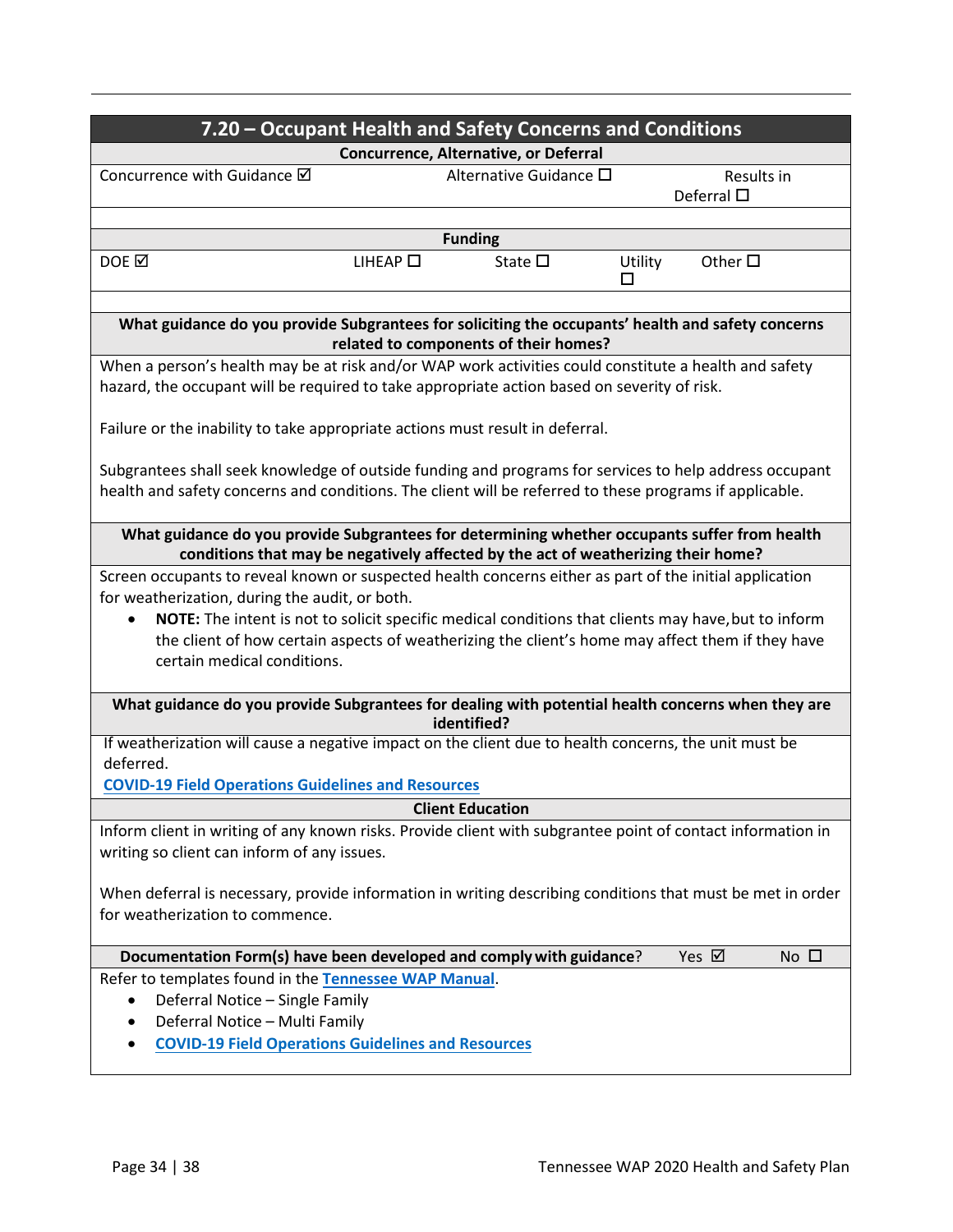## 7.20 – Occupant Health and Safety Concerns and Conditions

**Concurrence, Alternative, or Deferral**

| Concurrence with Guidance ☑ | Alternative Guidance ☐ | Results in Deferral ☐ |
|---|---|---|

**Funding**

| DOE ☑ | LIHEAP ☐ | State ☐ | Utility ☐ | Other ☐ |
|---|---|---|---|---|

**What guidance do you provide Subgrantees for soliciting the occupants' health and safety concerns related to components of their homes?**

When a person's health may be at risk and/or WAP work activities could constitute a health and safety hazard, the occupant will be required to take appropriate action based on severity of risk.

Failure or the inability to take appropriate actions must result in deferral.

Subgrantees shall seek knowledge of outside funding and programs for services to help address occupant health and safety concerns and conditions. The client will be referred to these programs if applicable.

**What guidance do you provide Subgrantees for determining whether occupants suffer from health conditions that may be negatively affected by the act of weatherizing their home?**

Screen occupants to reveal known or suspected health concerns either as part of the initial application for weatherization, during the audit, or both.

- **NOTE:** The intent is not to solicit specific medical conditions that clients may have, but to inform the client of how certain aspects of weatherizing the client's home may affect them if they have certain medical conditions.

**What guidance do you provide Subgrantees for dealing with potential health concerns when they are identified?**

If weatherization will cause a negative impact on the client due to health concerns, the unit must be deferred.

[COVID-19 Field Operations Guidelines and Resources]

**Client Education**

Inform client in writing of any known risks. Provide client with subgrantee point of contact information in writing so client can inform of any issues.

When deferral is necessary, provide information in writing describing conditions that must be met in order for weatherization to commence.

**Documentation Form(s) have been developed and comply with guidance?** Yes ☑ No ☐

Refer to templates found in the Tennessee WAP Manual.

- Deferral Notice – Single Family
- Deferral Notice – Multi Family
- COVID-19 Field Operations Guidelines and Resources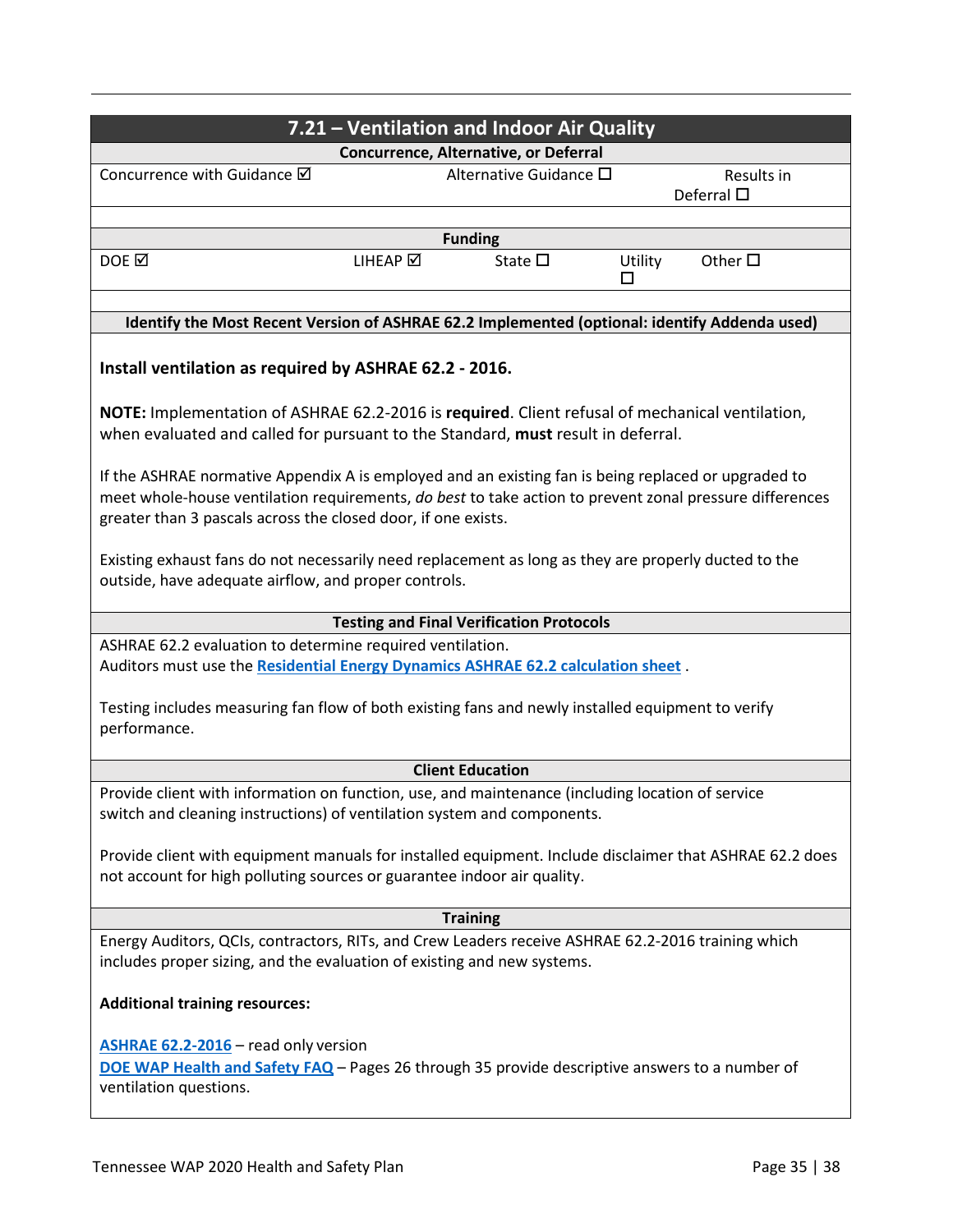## 7.21 – Ventilation and Indoor Air Quality

**Concurrence, Alternative, or Deferral**

| Concurrence with Guidance ☑ | Alternative Guidance ☐ | Results in Deferral ☐ |
|---|---|---|

**Funding**

| DOE ☑ | LIHEAP ☑ | State ☐ | Utility ☐ | Other ☐ |
|---|---|---|---|---|

**Identify the Most Recent Version of ASHRAE 62.2 Implemented (optional: identify Addenda used)**

**Install ventilation as required by ASHRAE 62.2 - 2016.**

**NOTE:** Implementation of ASHRAE 62.2-2016 is **required**. Client refusal of mechanical ventilation, when evaluated and called for pursuant to the Standard, **must** result in deferral.

If the ASHRAE normative Appendix A is employed and an existing fan is being replaced or upgraded to meet whole-house ventilation requirements, *do best* to take action to prevent zonal pressure differences greater than 3 pascals across the closed door, if one exists.

Existing exhaust fans do not necessarily need replacement as long as they are properly ducted to the outside, have adequate airflow, and proper controls.

**Testing and Final Verification Protocols**

ASHRAE 62.2 evaluation to determine required ventilation.
Auditors must use the **Residential Energy Dynamics ASHRAE 62.2 calculation sheet** .

Testing includes measuring fan flow of both existing fans and newly installed equipment to verify performance.

**Client Education**

Provide client with information on function, use, and maintenance (including location of service switch and cleaning instructions) of ventilation system and components.

Provide client with equipment manuals for installed equipment. Include disclaimer that ASHRAE 62.2 does not account for high polluting sources or guarantee indoor air quality.

**Training**

Energy Auditors, QCIs, contractors, RITs, and Crew Leaders receive ASHRAE 62.2-2016 training which includes proper sizing, and the evaluation of existing and new systems.

**Additional training resources:**

**ASHRAE 62.2-2016** – read only version
**DOE WAP Health and Safety FAQ** – Pages 26 through 35 provide descriptive answers to a number of ventilation questions.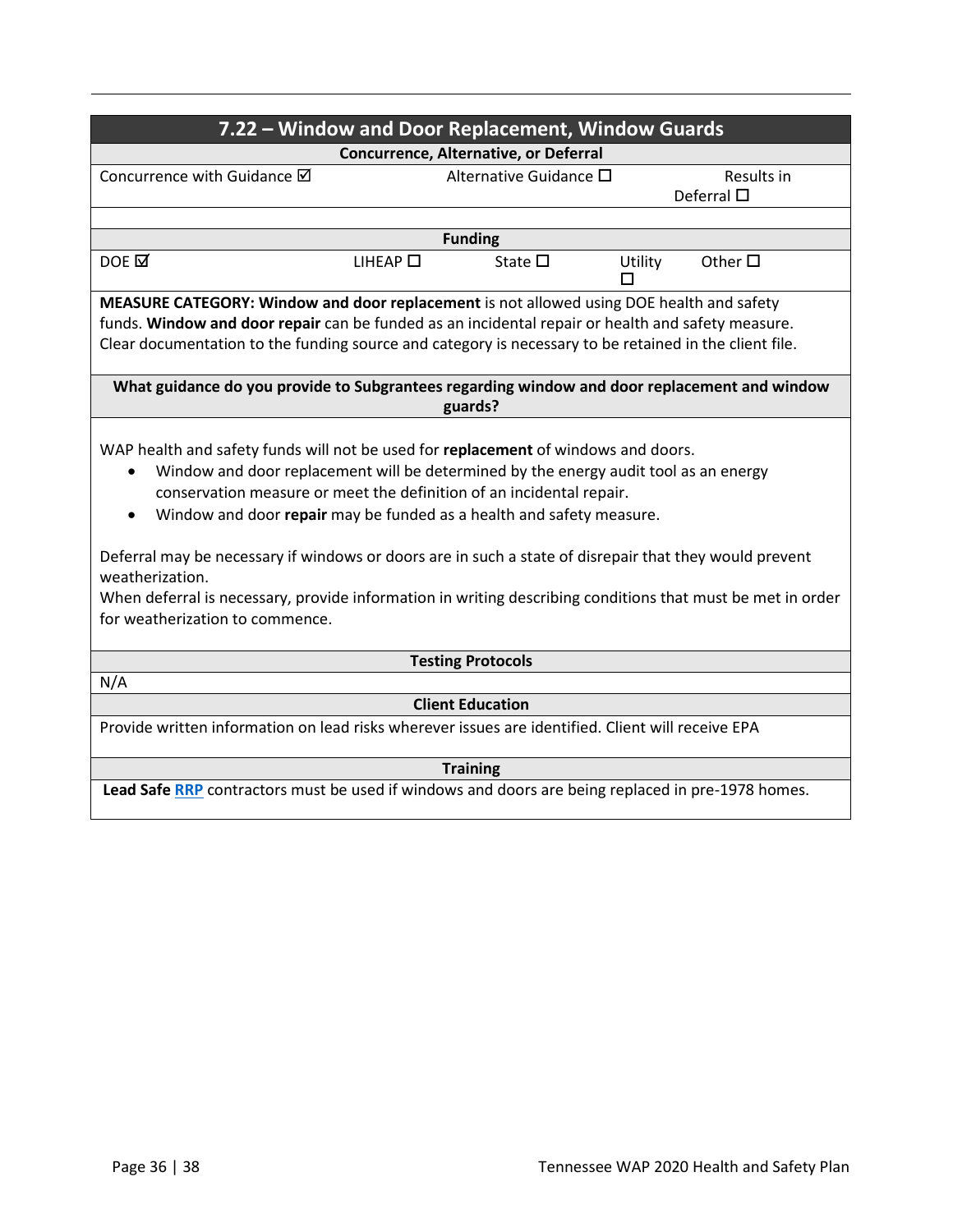## 7.22 – Window and Door Replacement, Window Guards

**Concurrence, Alternative, or Deferral**

| Concurrence with Guidance ☑ | Alternative Guidance ☐ | Results in Deferral ☐ |
|---|---|---|

**Funding**

| DOE ☑ | LIHEAP ☐ | State ☐ | Utility ☐ | Other ☐ |
|---|---|---|---|---|

**MEASURE CATEGORY: Window and door replacement** is not allowed using DOE health and safety funds. **Window and door repair** can be funded as an incidental repair or health and safety measure. Clear documentation to the funding source and category is necessary to be retained in the client file.

**What guidance do you provide to Subgrantees regarding window and door replacement and window guards?**

WAP health and safety funds will not be used for **replacement** of windows and doors.

- Window and door replacement will be determined by the energy audit tool as an energy conservation measure or meet the definition of an incidental repair.
- Window and door **repair** may be funded as a health and safety measure.

Deferral may be necessary if windows or doors are in such a state of disrepair that they would prevent weatherization.
When deferral is necessary, provide information in writing describing conditions that must be met in order for weatherization to commence.

**Testing Protocols**

N/A

**Client Education**

Provide written information on lead risks wherever issues are identified. Client will receive EPA

**Training**

**Lead Safe RRP** contractors must be used if windows and doors are being replaced in pre-1978 homes.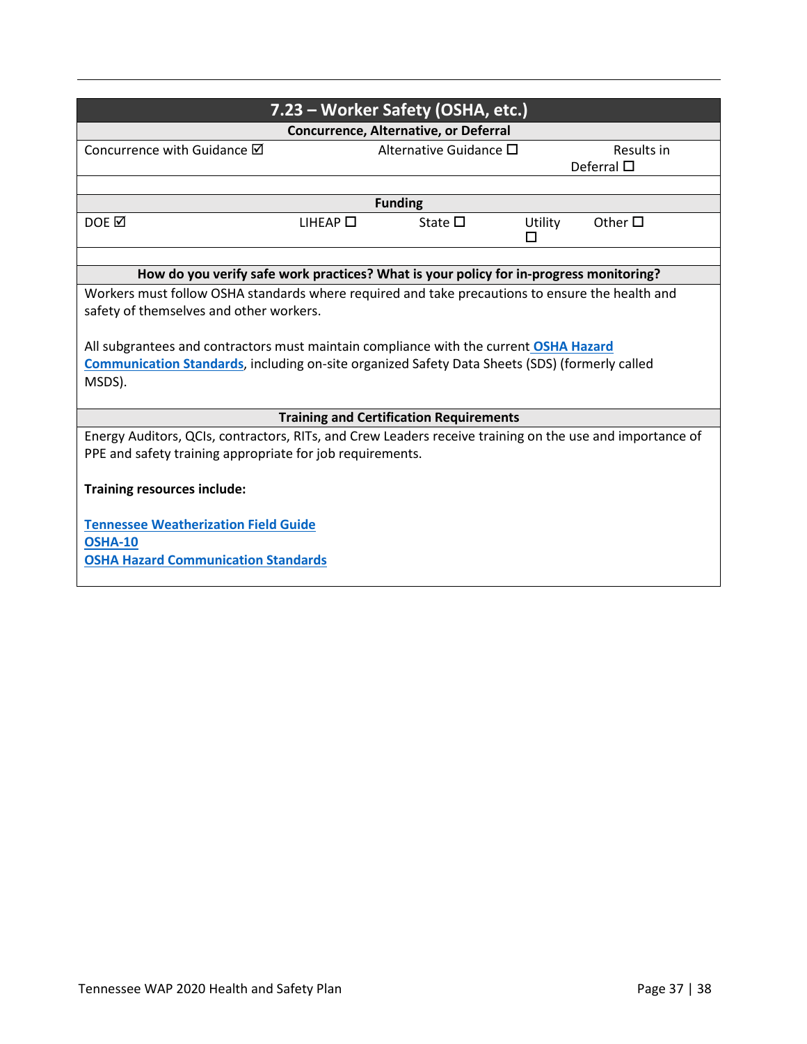## 7.23 – Worker Safety (OSHA, etc.)

**Concurrence, Alternative, or Deferral**

| Concurrence with Guidance ☑ | Alternative Guidance ☐ | Results in Deferral ☐ |
|---|---|---|

**Funding**

| DOE ☑ | LIHEAP ☐ | State ☐ | Utility ☐ | Other ☐ |
|---|---|---|---|---|

**How do you verify safe work practices? What is your policy for in-progress monitoring?**

Workers must follow OSHA standards where required and take precautions to ensure the health and safety of themselves and other workers.

All subgrantees and contractors must maintain compliance with the current **OSHA Hazard Communication Standards**, including on-site organized Safety Data Sheets (SDS) (formerly called MSDS).

**Training and Certification Requirements**

Energy Auditors, QCIs, contractors, RITs, and Crew Leaders receive training on the use and importance of PPE and safety training appropriate for job requirements.

**Training resources include:**

**Tennessee Weatherization Field Guide**
**OSHA-10**
**OSHA Hazard Communication Standards**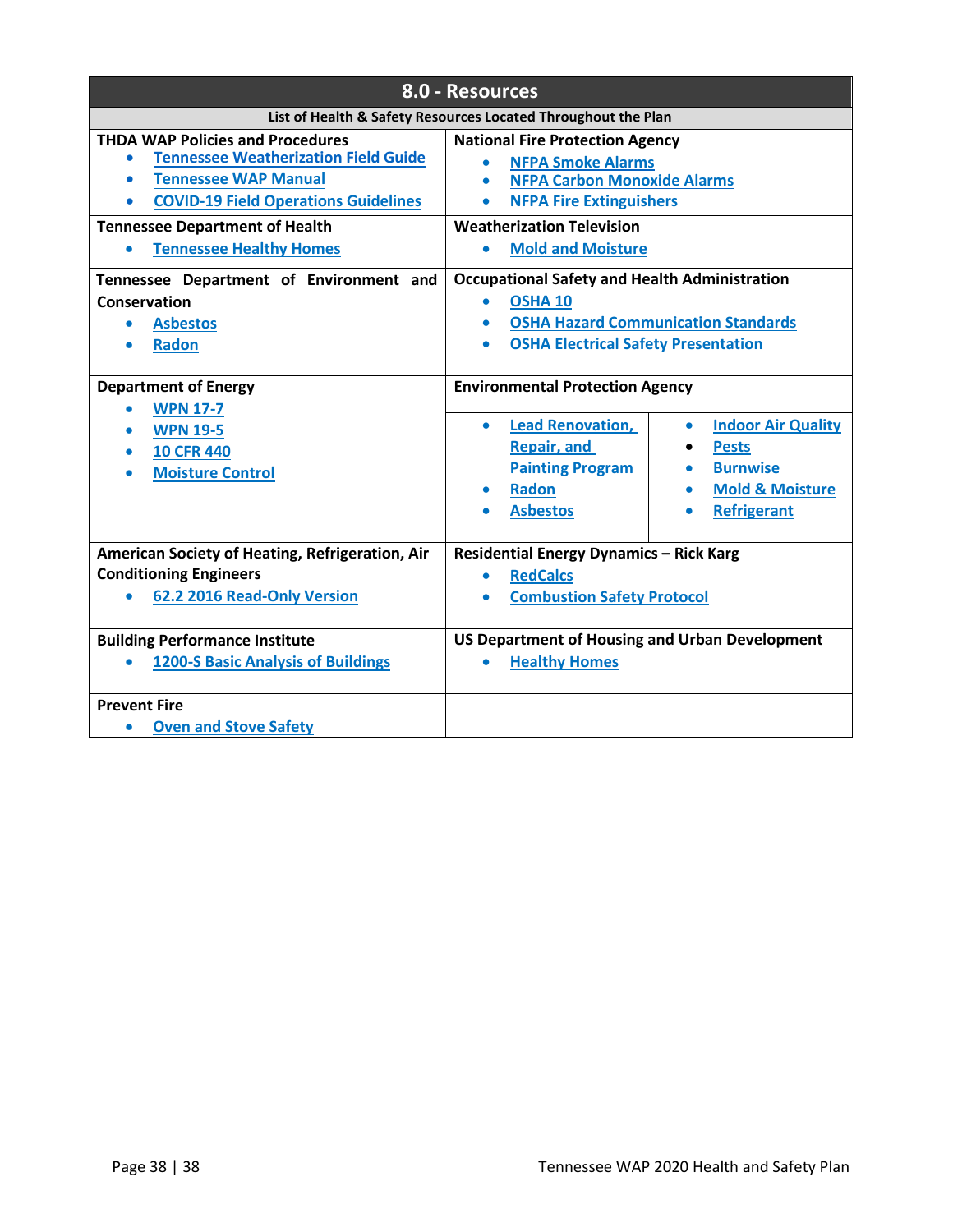## 8.0 - Resources

**List of Health & Safety Resources Located Throughout the Plan**

| | |
|---|---|
| **THDA WAP Policies and Procedures**<br>• Tennessee Weatherization Field Guide<br>• Tennessee WAP Manual<br>• COVID-19 Field Operations Guidelines | **National Fire Protection Agency**<br>• NFPA Smoke Alarms<br>• NFPA Carbon Monoxide Alarms<br>• NFPA Fire Extinguishers |
| **Tennessee Department of Health**<br>• Tennessee Healthy Homes | **Weatherization Television**<br>• Mold and Moisture |
| **Tennessee Department of Environment and Conservation**<br>• Asbestos<br>• Radon | **Occupational Safety and Health Administration**<br>• OSHA 10<br>• OSHA Hazard Communication Standards<br>• OSHA Electrical Safety Presentation |
| **Department of Energy**<br>• WPN 17-7<br>• WPN 19-5<br>• 10 CFR 440<br>• Moisture Control | **Environmental Protection Agency**<br>• Lead Renovation, Repair, and Painting Program<br>• Radon<br>• Asbestos<br>• Indoor Air Quality<br>• Pests<br>• Burnwise<br>• Mold & Moisture<br>• Refrigerant |
| **American Society of Heating, Refrigeration, Air Conditioning Engineers**<br>• 62.2 2016 Read-Only Version | **Residential Energy Dynamics – Rick Karg**<br>• RedCalcs<br>• Combustion Safety Protocol |
| **Building Performance Institute**<br>• 1200-S Basic Analysis of Buildings | **US Department of Housing and Urban Development**<br>• Healthy Homes |
| **Prevent Fire**<br>• Oven and Stove Safety | |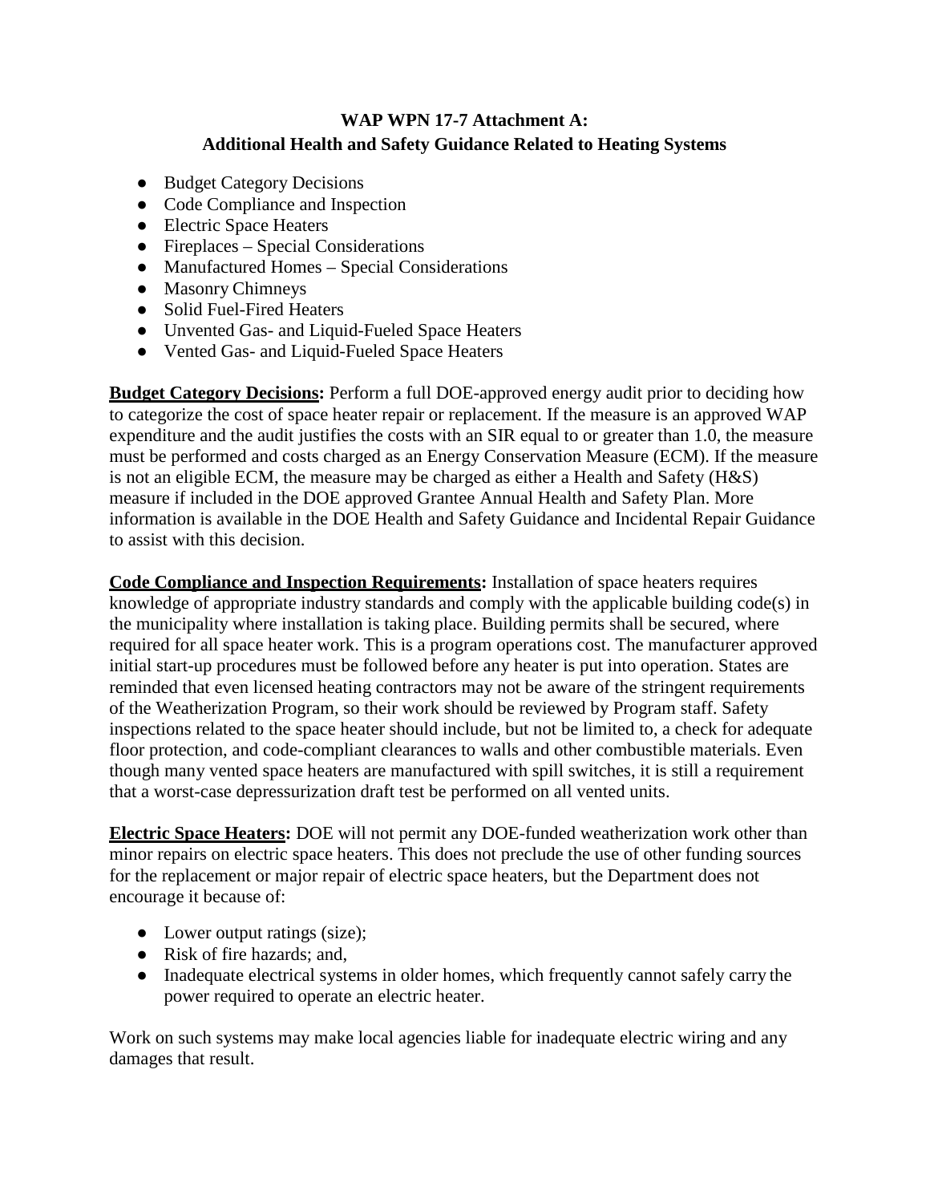# WAP WPN 17-7 Attachment A:
# Additional Health and Safety Guidance Related to Heating Systems

- Budget Category Decisions
- Code Compliance and Inspection
- Electric Space Heaters
- Fireplaces – Special Considerations
- Manufactured Homes – Special Considerations
- Masonry Chimneys
- Solid Fuel-Fired Heaters
- Unvented Gas- and Liquid-Fueled Space Heaters
- Vented Gas- and Liquid-Fueled Space Heaters

**Budget Category Decisions:** Perform a full DOE-approved energy audit prior to deciding how to categorize the cost of space heater repair or replacement. If the measure is an approved WAP expenditure and the audit justifies the costs with an SIR equal to or greater than 1.0, the measure must be performed and costs charged as an Energy Conservation Measure (ECM). If the measure is not an eligible ECM, the measure may be charged as either a Health and Safety (H&S) measure if included in the DOE approved Grantee Annual Health and Safety Plan. More information is available in the DOE Health and Safety Guidance and Incidental Repair Guidance to assist with this decision.

**Code Compliance and Inspection Requirements:** Installation of space heaters requires knowledge of appropriate industry standards and comply with the applicable building code(s) in the municipality where installation is taking place. Building permits shall be secured, where required for all space heater work. This is a program operations cost. The manufacturer approved initial start-up procedures must be followed before any heater is put into operation. States are reminded that even licensed heating contractors may not be aware of the stringent requirements of the Weatherization Program, so their work should be reviewed by Program staff. Safety inspections related to the space heater should include, but not be limited to, a check for adequate floor protection, and code-compliant clearances to walls and other combustible materials. Even though many vented space heaters are manufactured with spill switches, it is still a requirement that a worst-case depressurization draft test be performed on all vented units.

**Electric Space Heaters:** DOE will not permit any DOE-funded weatherization work other than minor repairs on electric space heaters. This does not preclude the use of other funding sources for the replacement or major repair of electric space heaters, but the Department does not encourage it because of:

- Lower output ratings (size);
- Risk of fire hazards; and,
- Inadequate electrical systems in older homes, which frequently cannot safely carry the power required to operate an electric heater.

Work on such systems may make local agencies liable for inadequate electric wiring and any damages that result.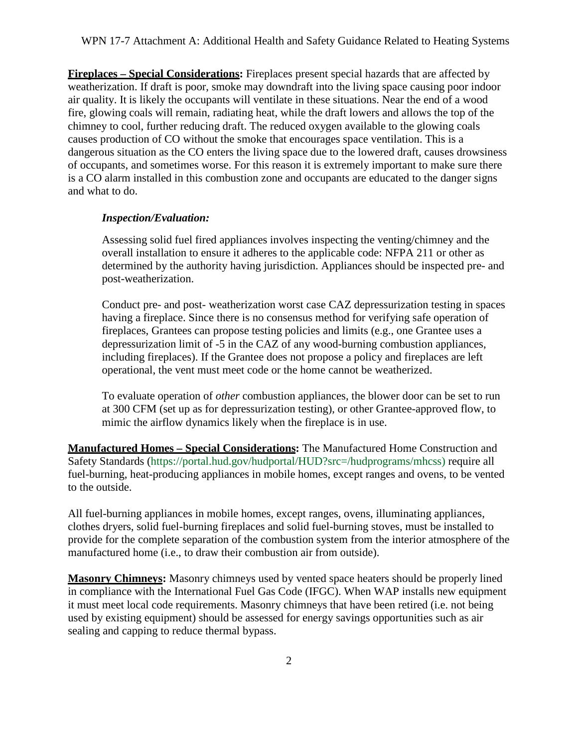**Fireplaces – Special Considerations:** Fireplaces present special hazards that are affected by weatherization. If draft is poor, smoke may downdraft into the living space causing poor indoor air quality. It is likely the occupants will ventilate in these situations. Near the end of a wood fire, glowing coals will remain, radiating heat, while the draft lowers and allows the top of the chimney to cool, further reducing draft. The reduced oxygen available to the glowing coals causes production of CO without the smoke that encourages space ventilation. This is a dangerous situation as the CO enters the living space due to the lowered draft, causes drowsiness of occupants, and sometimes worse. For this reason it is extremely important to make sure there is a CO alarm installed in this combustion zone and occupants are educated to the danger signs and what to do.

> ***Inspection/Evaluation:***
>
> Assessing solid fuel fired appliances involves inspecting the venting/chimney and the overall installation to ensure it adheres to the applicable code: NFPA 211 or other as determined by the authority having jurisdiction. Appliances should be inspected pre- and post-weatherization.
>
> Conduct pre- and post- weatherization worst case CAZ depressurization testing in spaces having a fireplace. Since there is no consensus method for verifying safe operation of fireplaces, Grantees can propose testing policies and limits (e.g., one Grantee uses a depressurization limit of -5 in the CAZ of any wood-burning combustion appliances, including fireplaces). If the Grantee does not propose a policy and fireplaces are left operational, the vent must meet code or the home cannot be weatherized.
>
> To evaluate operation of *other* combustion appliances, the blower door can be set to run at 300 CFM (set up as for depressurization testing), or other Grantee-approved flow, to mimic the airflow dynamics likely when the fireplace is in use.

**Manufactured Homes – Special Considerations:** The Manufactured Home Construction and Safety Standards (https://portal.hud.gov/hudportal/HUD?src=/hudprograms/mhcss) require all fuel-burning, heat-producing appliances in mobile homes, except ranges and ovens, to be vented to the outside.

All fuel-burning appliances in mobile homes, except ranges, ovens, illuminating appliances, clothes dryers, solid fuel-burning fireplaces and solid fuel-burning stoves, must be installed to provide for the complete separation of the combustion system from the interior atmosphere of the manufactured home (i.e., to draw their combustion air from outside).

**Masonry Chimneys:** Masonry chimneys used by vented space heaters should be properly lined in compliance with the International Fuel Gas Code (IFGC). When WAP installs new equipment it must meet local code requirements. Masonry chimneys that have been retired (i.e. not being used by existing equipment) should be assessed for energy savings opportunities such as air sealing and capping to reduce thermal bypass.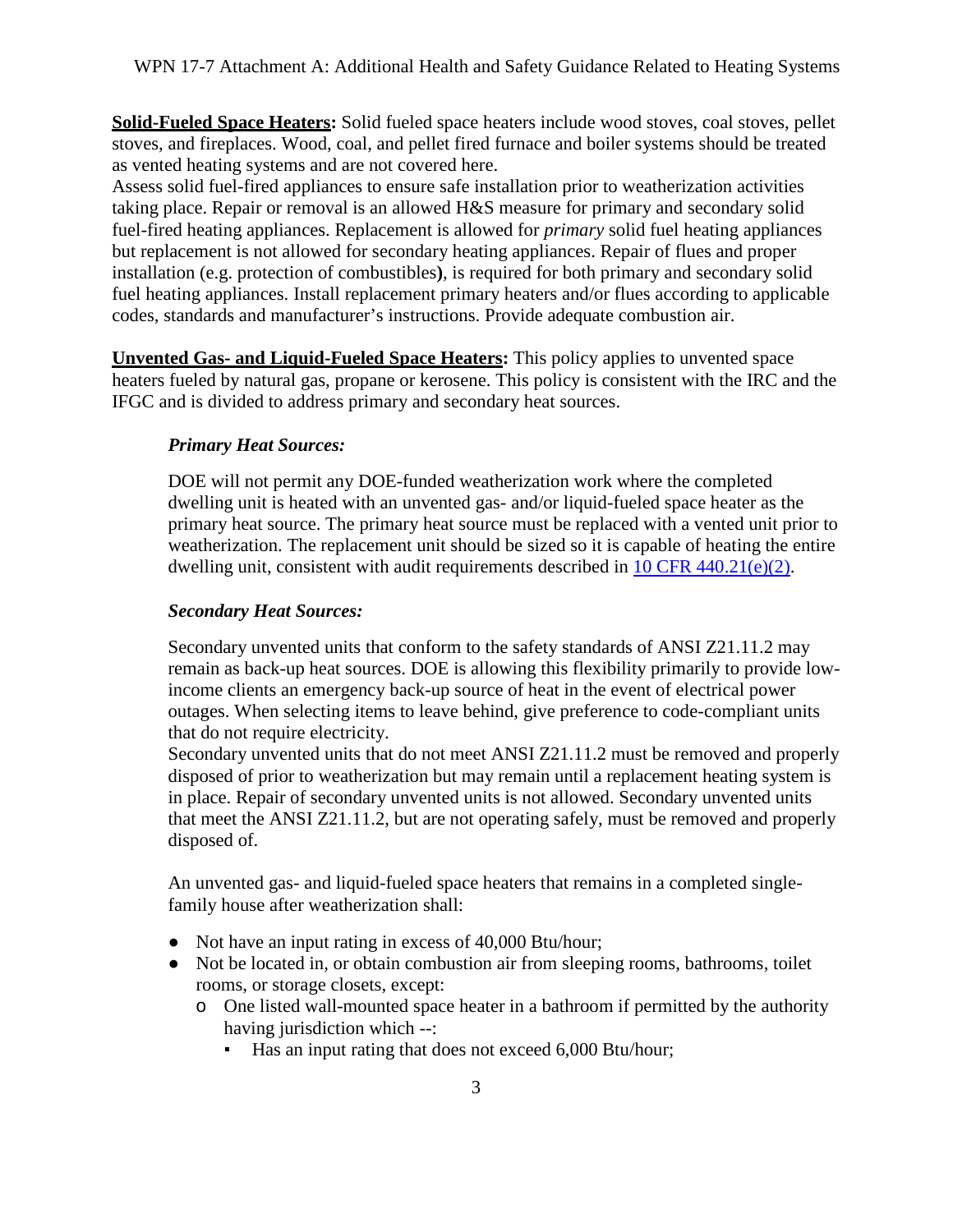**Solid-Fueled Space Heaters:** Solid fueled space heaters include wood stoves, coal stoves, pellet stoves, and fireplaces. Wood, coal, and pellet fired furnace and boiler systems should be treated as vented heating systems and are not covered here.

Assess solid fuel-fired appliances to ensure safe installation prior to weatherization activities taking place. Repair or removal is an allowed H&S measure for primary and secondary solid fuel-fired heating appliances. Replacement is allowed for *primary* solid fuel heating appliances but replacement is not allowed for secondary heating appliances. Repair of flues and proper installation (e.g. protection of combustibles**)**, is required for both primary and secondary solid fuel heating appliances. Install replacement primary heaters and/or flues according to applicable codes, standards and manufacturer's instructions. Provide adequate combustion air.

**Unvented Gas- and Liquid-Fueled Space Heaters:** This policy applies to unvented space heaters fueled by natural gas, propane or kerosene. This policy is consistent with the IRC and the IFGC and is divided to address primary and secondary heat sources.

***Primary Heat Sources:***

DOE will not permit any DOE-funded weatherization work where the completed dwelling unit is heated with an unvented gas- and/or liquid-fueled space heater as the primary heat source. The primary heat source must be replaced with a vented unit prior to weatherization. The replacement unit should be sized so it is capable of heating the entire dwelling unit, consistent with audit requirements described in 10 CFR 440.21(e)(2).

***Secondary Heat Sources:***

Secondary unvented units that conform to the safety standards of ANSI Z21.11.2 may remain as back-up heat sources. DOE is allowing this flexibility primarily to provide low-income clients an emergency back-up source of heat in the event of electrical power outages. When selecting items to leave behind, give preference to code-compliant units that do not require electricity.

Secondary unvented units that do not meet ANSI Z21.11.2 must be removed and properly disposed of prior to weatherization but may remain until a replacement heating system is in place. Repair of secondary unvented units is not allowed. Secondary unvented units that meet the ANSI Z21.11.2, but are not operating safely, must be removed and properly disposed of.

An unvented gas- and liquid-fueled space heaters that remains in a completed single-family house after weatherization shall:

- Not have an input rating in excess of 40,000 Btu/hour;
- Not be located in, or obtain combustion air from sleeping rooms, bathrooms, toilet rooms, or storage closets, except:
  - One listed wall-mounted space heater in a bathroom if permitted by the authority having jurisdiction which --:
    - Has an input rating that does not exceed 6,000 Btu/hour;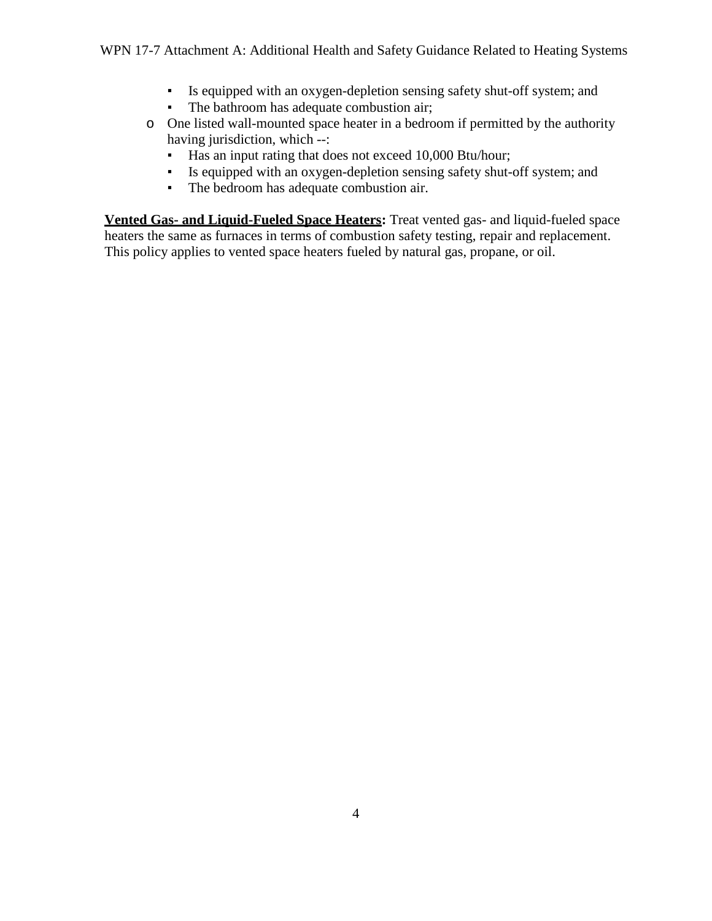- Is equipped with an oxygen-depletion sensing safety shut-off system; and
    - The bathroom has adequate combustion air;
  - One listed wall-mounted space heater in a bedroom if permitted by the authority having jurisdiction, which --:
    - Has an input rating that does not exceed 10,000 Btu/hour;
    - Is equipped with an oxygen-depletion sensing safety shut-off system; and
    - The bedroom has adequate combustion air.

**Vented Gas- and Liquid-Fueled Space Heaters:** Treat vented gas- and liquid-fueled space heaters the same as furnaces in terms of combustion safety testing, repair and replacement. This policy applies to vented space heaters fueled by natural gas, propane, or oil.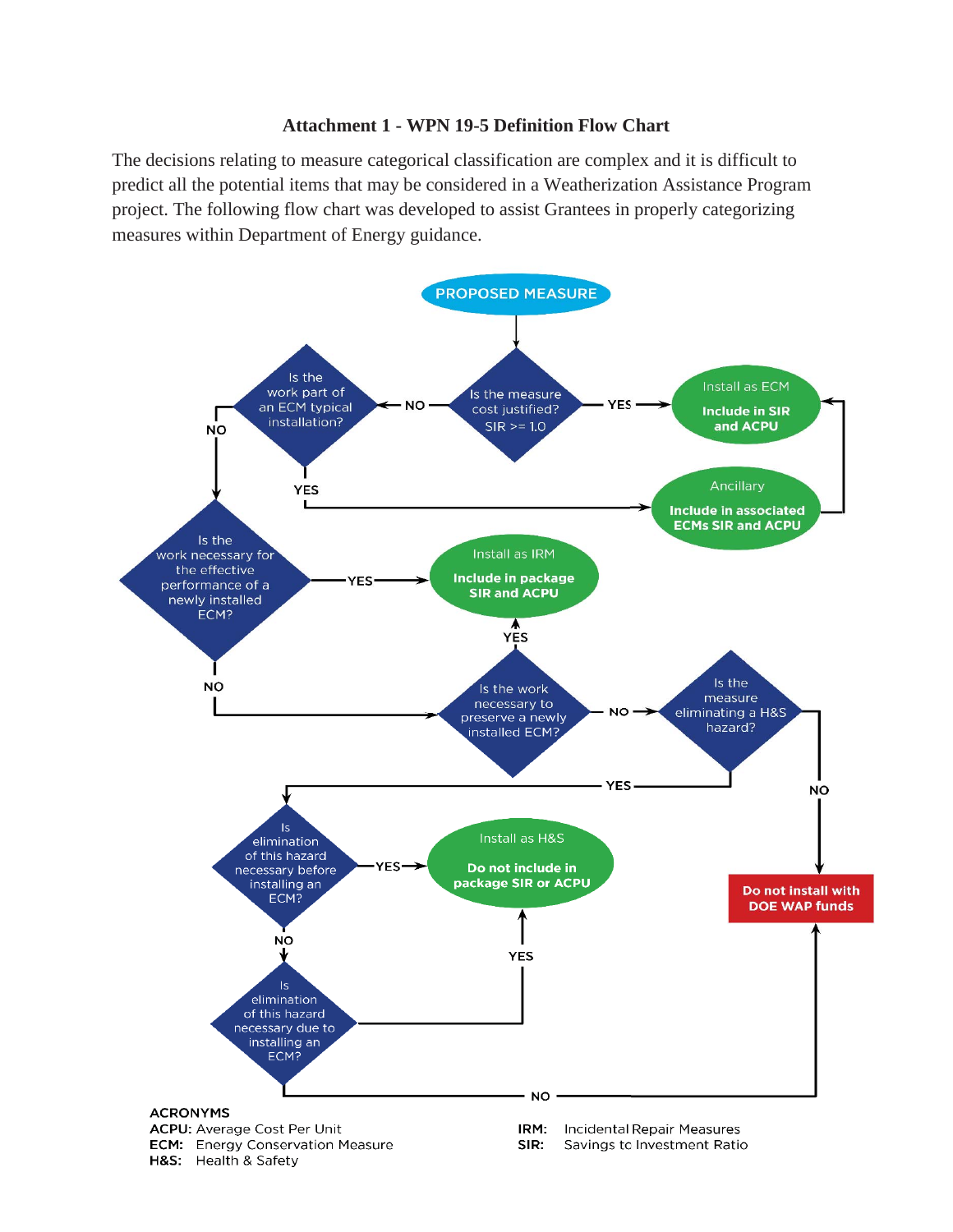## Attachment 1 - WPN 19-5 Definition Flow Chart

The decisions relating to measure categorical classification are complex and it is difficult to predict all the potential items that may be considered in a Weatherization Assistance Program project. The following flow chart was developed to assist Grantees in properly categorizing measures within Department of Energy guidance.

PROPOSED MEASURE

Is the measure cost justified? SIR >= 1.0

YES

NO

Install as ECM

Include in SIR and ACPU

Is the work part of an ECM typical installation?

YES

NO

Ancillary

Include in associated ECMs SIR and ACPU

Is the work necessary for the effective performance of a newly installed ECM?

YES

NO

Install as IRM

Include in package SIR and ACPU

YES

Is the work necessary to preserve a newly installed ECM?

NO

Is the measure eliminating a H&S hazard?

YES

NO

Is elimination of this hazard necessary before installing an ECM?

YES

NO

Install as H&S

Do not include in package SIR or ACPU

YES

Is elimination of this hazard necessary due to installing an ECM?

NO

Do not install with DOE WAP funds

ACRONYMS

ACPU: Average Cost Per Unit

ECM: Energy Conservation Measure

H&S: Health & Safety

IRM: Incidental Repair Measures

SIR: Savings tc Investment Ratio